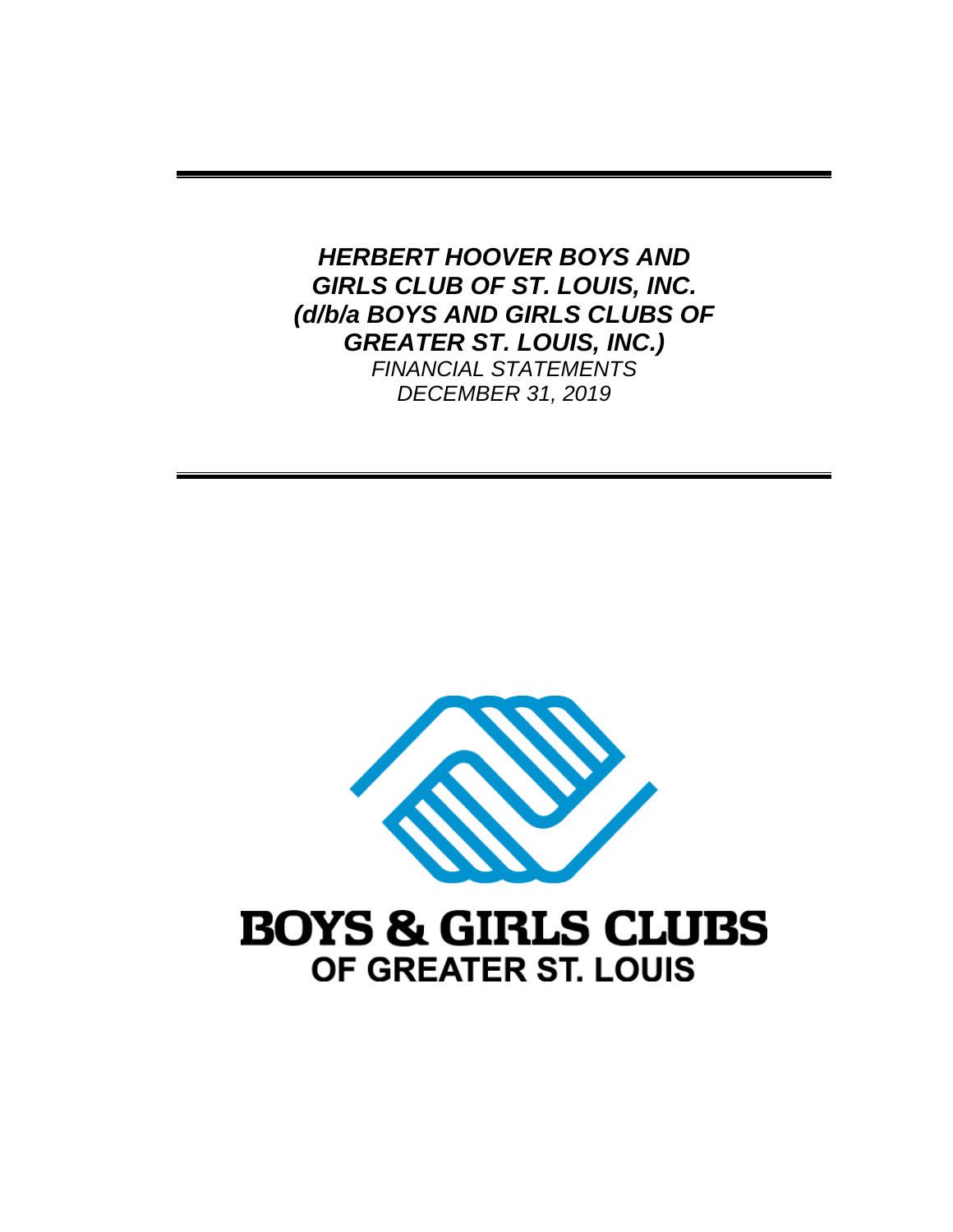# *HERBERT HOOVER BOYS AND GIRLS CLUB OF ST. LOUIS, INC. (d/b/a BOYS AND GIRLS CLUBS OF GREATER ST. LOUIS, INC.)*

*FINANCIAL STATEMENTS*

*DECEMBER 31, 2019*

**BOYS & GIRLS CLUBS**

**OF GREATER ST. LOUIS**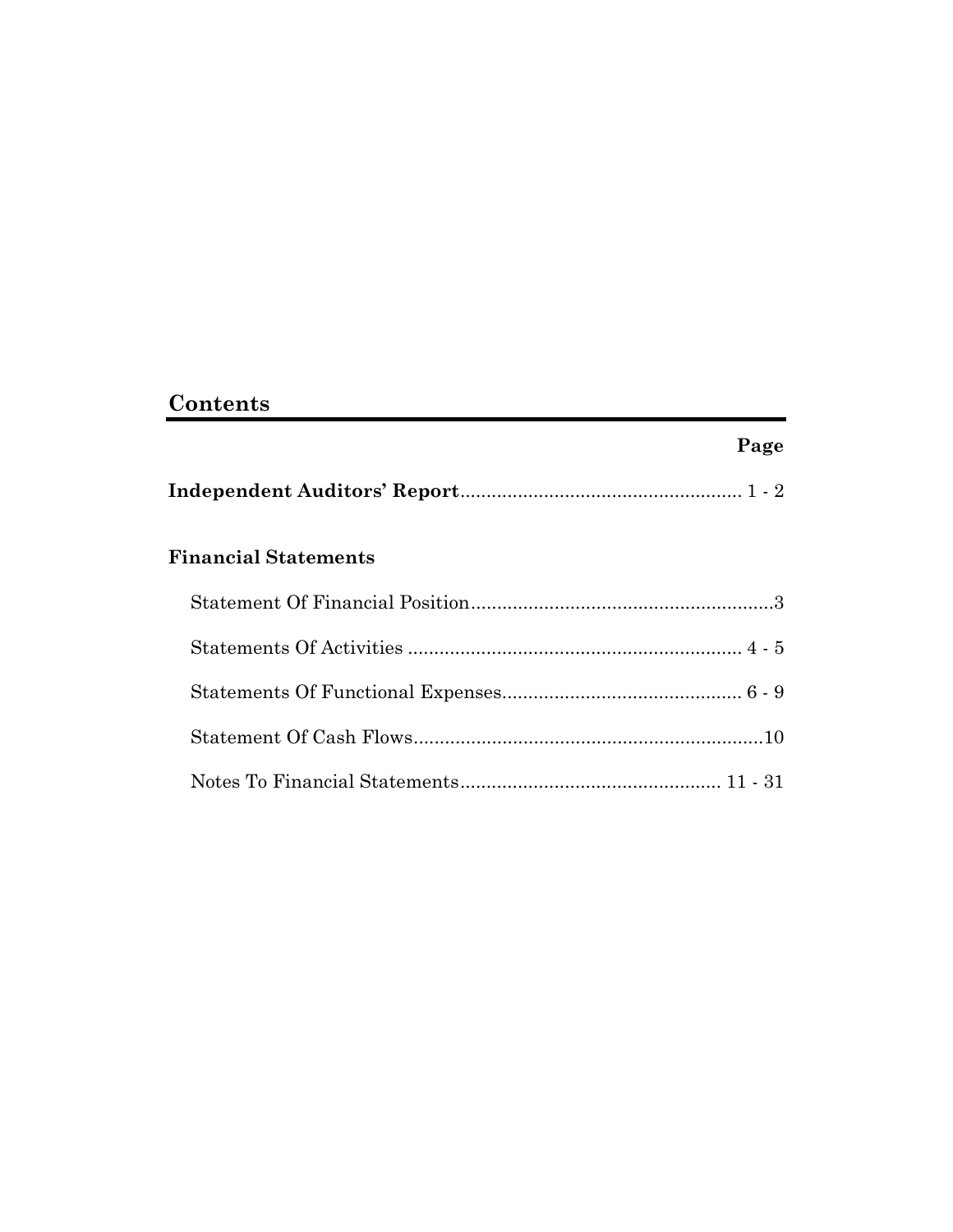## Contents

| | Page |
|---|---|
| **Independent Auditors' Report** | 1 - 2 |
| **Financial Statements** | |
| Statement Of Financial Position | 3 |
| Statements Of Activities | 4 - 5 |
| Statements Of Functional Expenses | 6 - 9 |
| Statement Of Cash Flows | 10 |
| Notes To Financial Statements | 11 - 31 |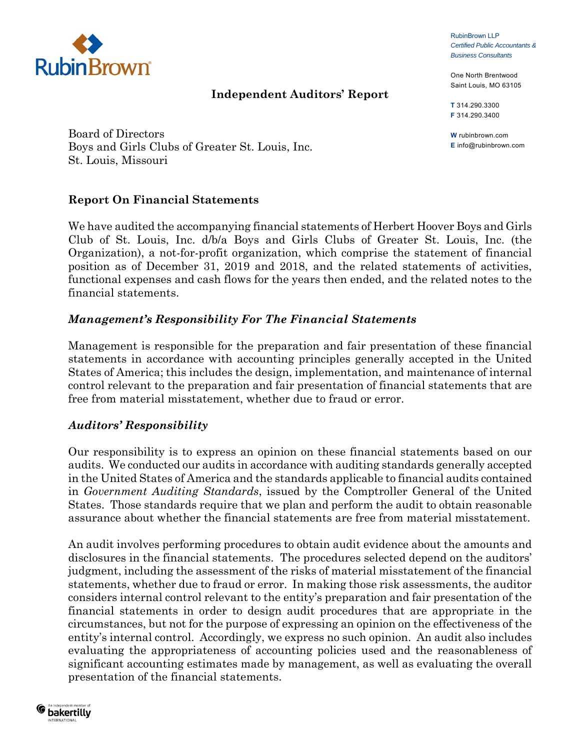RubinBrown LLP
*Certified Public Accountants & Business Consultants*

One North Brentwood
Saint Louis, MO 63105

**T** 314.290.3300
**F** 314.290.3400

**W** rubinbrown.com
**E** info@rubinbrown.com

## Independent Auditors' Report

Board of Directors
Boys and Girls Clubs of Greater St. Louis, Inc.
St. Louis, Missouri

### Report On Financial Statements

We have audited the accompanying financial statements of Herbert Hoover Boys and Girls Club of St. Louis, Inc. d/b/a Boys and Girls Clubs of Greater St. Louis, Inc. (the Organization), a not-for-profit organization, which comprise the statement of financial position as of December 31, 2019 and 2018, and the related statements of activities, functional expenses and cash flows for the years then ended, and the related notes to the financial statements.

### *Management's Responsibility For The Financial Statements*

Management is responsible for the preparation and fair presentation of these financial statements in accordance with accounting principles generally accepted in the United States of America; this includes the design, implementation, and maintenance of internal control relevant to the preparation and fair presentation of financial statements that are free from material misstatement, whether due to fraud or error.

### *Auditors' Responsibility*

Our responsibility is to express an opinion on these financial statements based on our audits. We conducted our audits in accordance with auditing standards generally accepted in the United States of America and the standards applicable to financial audits contained in *Government Auditing Standards*, issued by the Comptroller General of the United States. Those standards require that we plan and perform the audit to obtain reasonable assurance about whether the financial statements are free from material misstatement.

An audit involves performing procedures to obtain audit evidence about the amounts and disclosures in the financial statements. The procedures selected depend on the auditors' judgment, including the assessment of the risks of material misstatement of the financial statements, whether due to fraud or error. In making those risk assessments, the auditor considers internal control relevant to the entity's preparation and fair presentation of the financial statements in order to design audit procedures that are appropriate in the circumstances, but not for the purpose of expressing an opinion on the effectiveness of the entity's internal control. Accordingly, we express no such opinion. An audit also includes evaluating the appropriateness of accounting policies used and the reasonableness of significant accounting estimates made by management, as well as evaluating the overall presentation of the financial statements.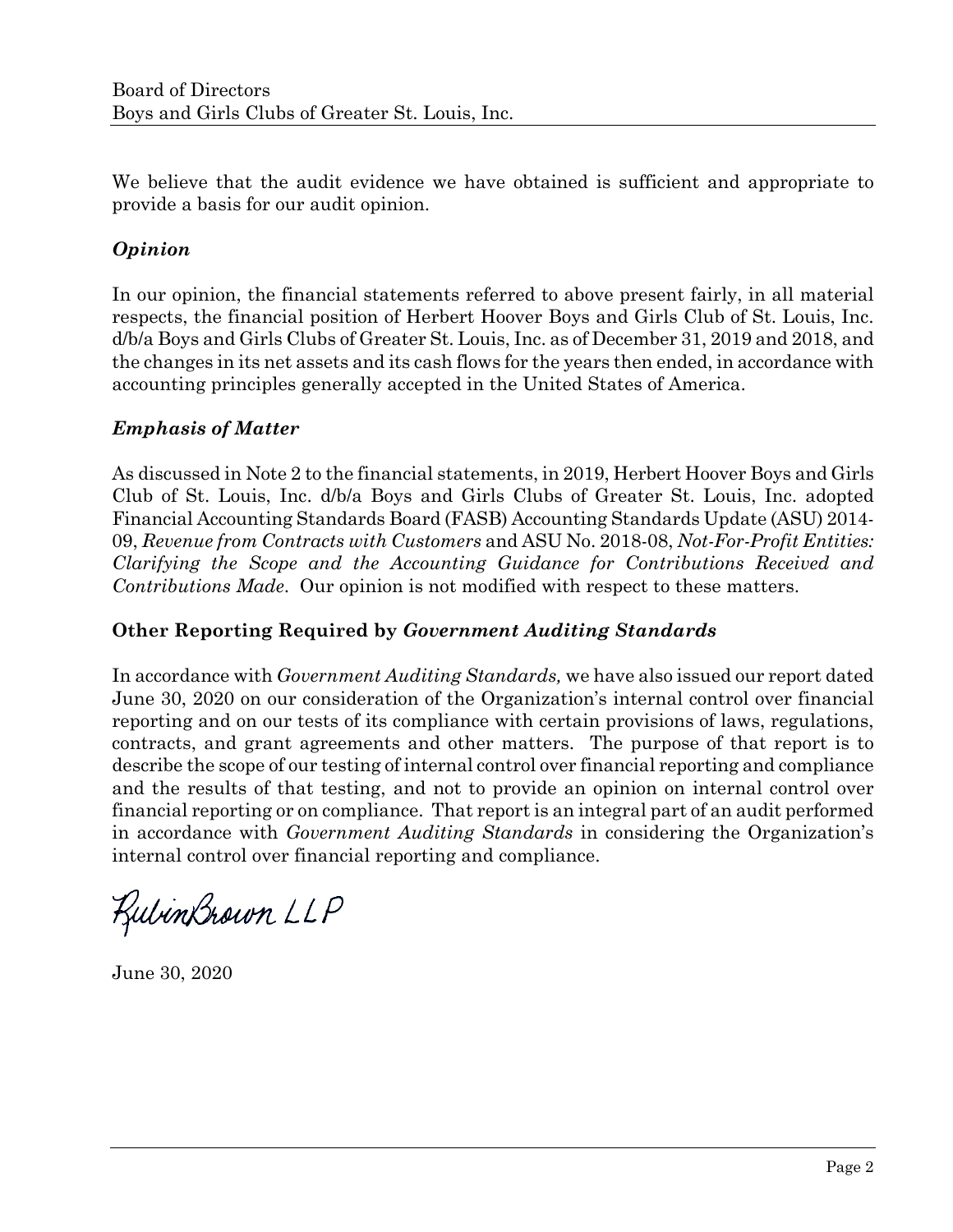We believe that the audit evidence we have obtained is sufficient and appropriate to provide a basis for our audit opinion.

### *Opinion*

In our opinion, the financial statements referred to above present fairly, in all material respects, the financial position of Herbert Hoover Boys and Girls Club of St. Louis, Inc. d/b/a Boys and Girls Clubs of Greater St. Louis, Inc. as of December 31, 2019 and 2018, and the changes in its net assets and its cash flows for the years then ended, in accordance with accounting principles generally accepted in the United States of America.

### *Emphasis of Matter*

As discussed in Note 2 to the financial statements, in 2019, Herbert Hoover Boys and Girls Club of St. Louis, Inc. d/b/a Boys and Girls Clubs of Greater St. Louis, Inc. adopted Financial Accounting Standards Board (FASB) Accounting Standards Update (ASU) 2014-09, *Revenue from Contracts with Customers* and ASU No. 2018-08, *Not-For-Profit Entities: Clarifying the Scope and the Accounting Guidance for Contributions Received and Contributions Made*. Our opinion is not modified with respect to these matters.

## Other Reporting Required by *Government Auditing Standards*

In accordance with *Government Auditing Standards,* we have also issued our report dated June 30, 2020 on our consideration of the Organization's internal control over financial reporting and on our tests of its compliance with certain provisions of laws, regulations, contracts, and grant agreements and other matters. The purpose of that report is to describe the scope of our testing of internal control over financial reporting and compliance and the results of that testing, and not to provide an opinion on internal control over financial reporting or on compliance. That report is an integral part of an audit performed in accordance with *Government Auditing Standards* in considering the Organization's internal control over financial reporting and compliance.

RubinBrown LLP

June 30, 2020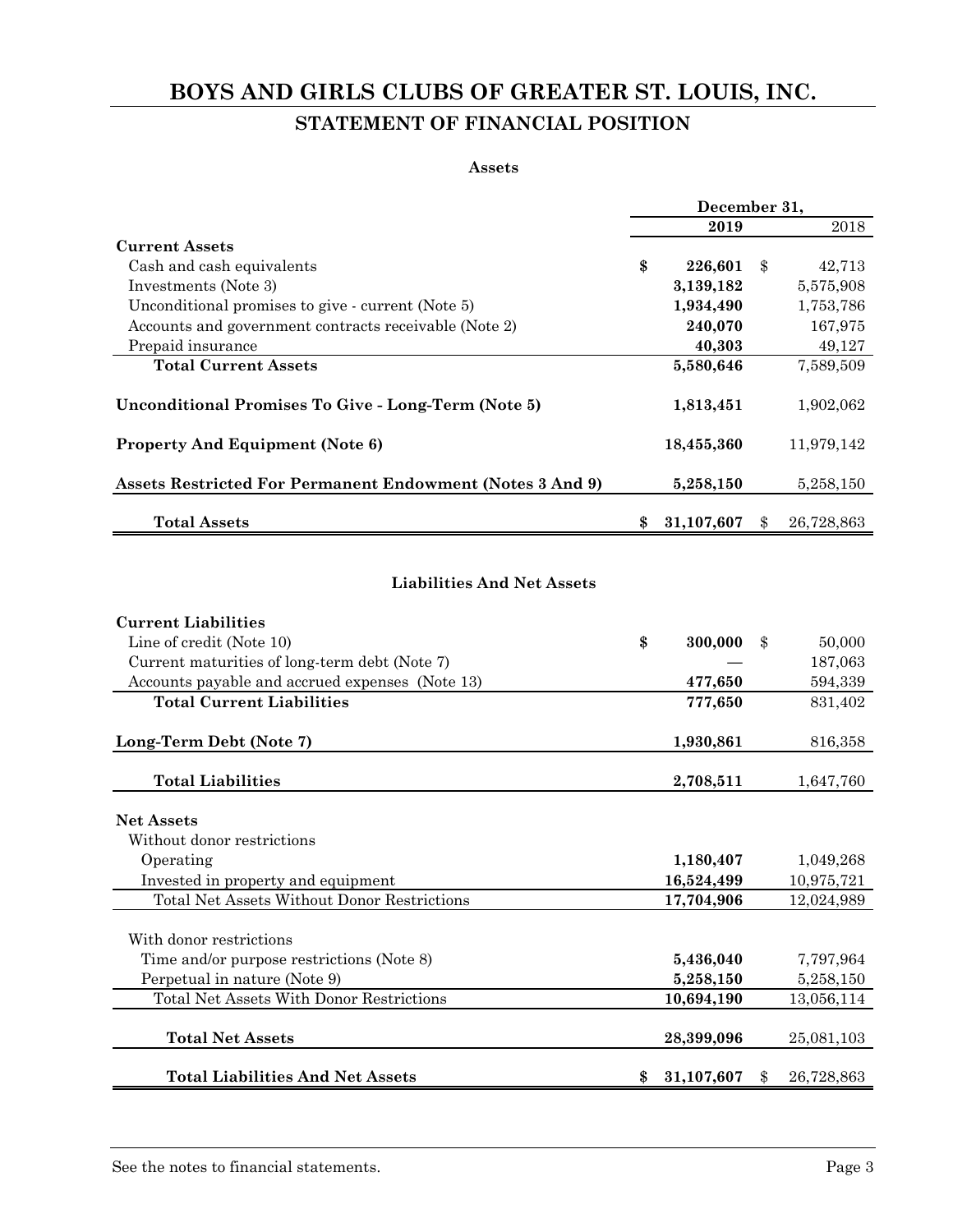# BOYS AND GIRLS CLUBS OF GREATER ST. LOUIS, INC.

## STATEMENT OF FINANCIAL POSITION

### Assets

| | December 31, 2019 | 2018 |
|---|---|---|
| **Current Assets** | | |
| Cash and cash equivalents | **$ 226,601** | $ 42,713 |
| Investments (Note 3) | **3,139,182** | 5,575,908 |
| Unconditional promises to give - current (Note 5) | **1,934,490** | 1,753,786 |
| Accounts and government contracts receivable (Note 2) | **240,070** | 167,975 |
| Prepaid insurance | **40,303** | 49,127 |
| **Total Current Assets** | **5,580,646** | 7,589,509 |
| **Unconditional Promises To Give - Long-Term (Note 5)** | **1,813,451** | 1,902,062 |
| **Property And Equipment (Note 6)** | **18,455,360** | 11,979,142 |
| **Assets Restricted For Permanent Endowment (Notes 3 And 9)** | **5,258,150** | 5,258,150 |
| **Total Assets** | **$ 31,107,607** | $ 26,728,863 |

### Liabilities And Net Assets

| | December 31, 2019 | 2018 |
|---|---|---|
| **Current Liabilities** | | |
| Line of credit (Note 10) | **$ 300,000** | $ 50,000 |
| Current maturities of long-term debt (Note 7) | — | 187,063 |
| Accounts payable and accrued expenses (Note 13) | **477,650** | 594,339 |
| **Total Current Liabilities** | **777,650** | 831,402 |
| **Long-Term Debt (Note 7)** | **1,930,861** | 816,358 |
| **Total Liabilities** | **2,708,511** | 1,647,760 |
| **Net Assets** | | |
| Without donor restrictions | | |
| Operating | **1,180,407** | 1,049,268 |
| Invested in property and equipment | **16,524,499** | 10,975,721 |
| Total Net Assets Without Donor Restrictions | **17,704,906** | 12,024,989 |
| With donor restrictions | | |
| Time and/or purpose restrictions (Note 8) | **5,436,040** | 7,797,964 |
| Perpetual in nature (Note 9) | **5,258,150** | 5,258,150 |
| Total Net Assets With Donor Restrictions | **10,694,190** | 13,056,114 |
| **Total Net Assets** | **28,399,096** | 25,081,103 |
| **Total Liabilities And Net Assets** | **$ 31,107,607** | $ 26,728,863 |

See the notes to financial statements.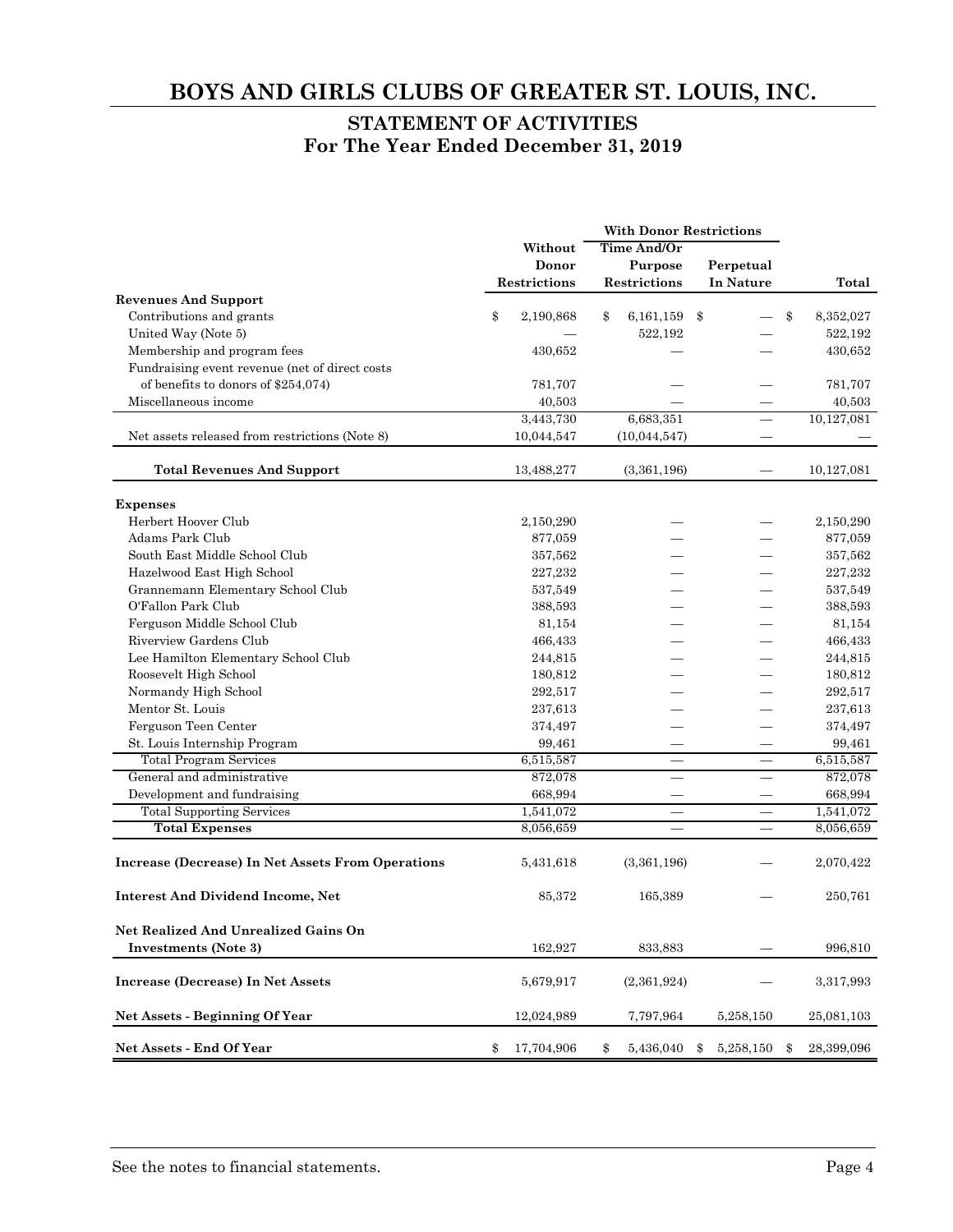# BOYS AND GIRLS CLUBS OF GREATER ST. LOUIS, INC.

## STATEMENT OF ACTIVITIES
## For The Year Ended December 31, 2019

| | Without Donor Restrictions | With Donor Restrictions | | Total |
|---|---|---|---|---|
| | | Time And/Or Purpose Restrictions | Perpetual In Nature | |
| **Revenues And Support** | | | | |
| Contributions and grants | $ 2,190,868 | $ 6,161,159 | $ — | $ 8,352,027 |
| United Way (Note 5) | — | 522,192 | — | 522,192 |
| Membership and program fees | 430,652 | — | — | 430,652 |
| Fundraising event revenue (net of direct costs of benefits to donors of $254,074) | 781,707 | — | — | 781,707 |
| Miscellaneous income | 40,503 | — | — | 40,503 |
| | 3,443,730 | 6,683,351 | — | 10,127,081 |
| Net assets released from restrictions (Note 8) | 10,044,547 | (10,044,547) | — | — |
| **Total Revenues And Support** | 13,488,277 | (3,361,196) | — | 10,127,081 |
| **Expenses** | | | | |
| Herbert Hoover Club | 2,150,290 | — | — | 2,150,290 |
| Adams Park Club | 877,059 | — | — | 877,059 |
| South East Middle School Club | 357,562 | — | — | 357,562 |
| Hazelwood East High School | 227,232 | — | — | 227,232 |
| Grannemann Elementary School Club | 537,549 | — | — | 537,549 |
| O'Fallon Park Club | 388,593 | — | — | 388,593 |
| Ferguson Middle School Club | 81,154 | — | — | 81,154 |
| Riverview Gardens Club | 466,433 | — | — | 466,433 |
| Lee Hamilton Elementary School Club | 244,815 | — | — | 244,815 |
| Roosevelt High School | 180,812 | — | — | 180,812 |
| Normandy High School | 292,517 | — | — | 292,517 |
| Mentor St. Louis | 237,613 | — | — | 237,613 |
| Ferguson Teen Center | 374,497 | — | — | 374,497 |
| St. Louis Internship Program | 99,461 | — | — | 99,461 |
| Total Program Services | 6,515,587 | — | — | 6,515,587 |
| General and administrative | 872,078 | — | — | 872,078 |
| Development and fundraising | 668,994 | — | — | 668,994 |
| Total Supporting Services | 1,541,072 | — | — | 1,541,072 |
| **Total Expenses** | 8,056,659 | — | — | 8,056,659 |
| **Increase (Decrease) In Net Assets From Operations** | 5,431,618 | (3,361,196) | — | 2,070,422 |
| **Interest And Dividend Income, Net** | 85,372 | 165,389 | — | 250,761 |
| **Net Realized And Unrealized Gains On Investments (Note 3)** | 162,927 | 833,883 | — | 996,810 |
| **Increase (Decrease) In Net Assets** | 5,679,917 | (2,361,924) | — | 3,317,993 |
| **Net Assets - Beginning Of Year** | 12,024,989 | 7,797,964 | 5,258,150 | 25,081,103 |
| **Net Assets - End Of Year** | $ 17,704,906 | $ 5,436,040 | $ 5,258,150 | $ 28,399,096 |

See the notes to financial statements.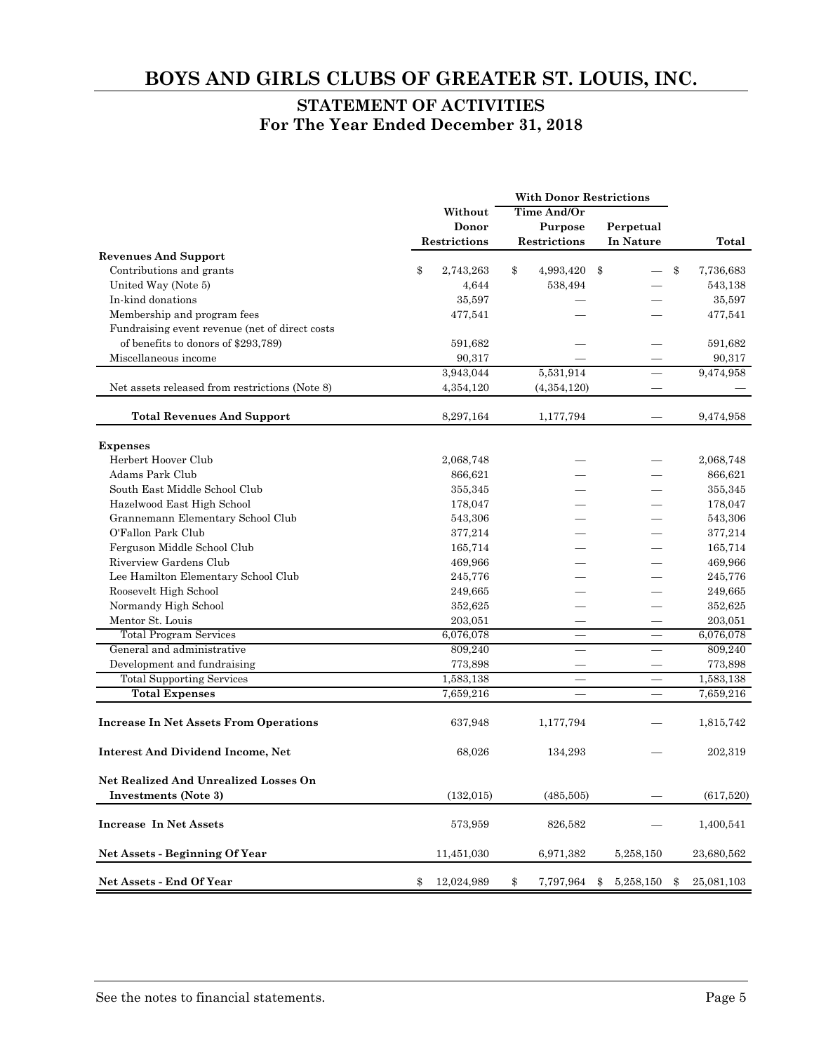# BOYS AND GIRLS CLUBS OF GREATER ST. LOUIS, INC.

## STATEMENT OF ACTIVITIES
## For The Year Ended December 31, 2018

| | Without Donor Restrictions | With Donor Restrictions | | Total |
|---|---|---|---|---|
| | | Time And/Or Purpose Restrictions | Perpetual In Nature | |
| **Revenues And Support** | | | | |
| Contributions and grants | $ 2,743,263 | $ 4,993,420 | $ — | $ 7,736,683 |
| United Way (Note 5) | 4,644 | 538,494 | — | 543,138 |
| In-kind donations | 35,597 | — | — | 35,597 |
| Membership and program fees | 477,541 | — | — | 477,541 |
| Fundraising event revenue (net of direct costs of benefits to donors of $293,789) | 591,682 | — | — | 591,682 |
| Miscellaneous income | 90,317 | — | — | 90,317 |
| | 3,943,044 | 5,531,914 | — | 9,474,958 |
| Net assets released from restrictions (Note 8) | 4,354,120 | (4,354,120) | — | — |
| **Total Revenues And Support** | 8,297,164 | 1,177,794 | — | 9,474,958 |
| **Expenses** | | | | |
| Herbert Hoover Club | 2,068,748 | — | — | 2,068,748 |
| Adams Park Club | 866,621 | — | — | 866,621 |
| South East Middle School Club | 355,345 | — | — | 355,345 |
| Hazelwood East High School | 178,047 | — | — | 178,047 |
| Grannemann Elementary School Club | 543,306 | — | — | 543,306 |
| O'Fallon Park Club | 377,214 | — | — | 377,214 |
| Ferguson Middle School Club | 165,714 | — | — | 165,714 |
| Riverview Gardens Club | 469,966 | — | — | 469,966 |
| Lee Hamilton Elementary School Club | 245,776 | — | — | 245,776 |
| Roosevelt High School | 249,665 | — | — | 249,665 |
| Normandy High School | 352,625 | — | — | 352,625 |
| Mentor St. Louis | 203,051 | — | — | 203,051 |
| Total Program Services | 6,076,078 | — | — | 6,076,078 |
| General and administrative | 809,240 | — | — | 809,240 |
| Development and fundraising | 773,898 | — | — | 773,898 |
| Total Supporting Services | 1,583,138 | — | — | 1,583,138 |
| **Total Expenses** | 7,659,216 | — | — | 7,659,216 |
| **Increase In Net Assets From Operations** | 637,948 | 1,177,794 | — | 1,815,742 |
| **Interest And Dividend Income, Net** | 68,026 | 134,293 | — | 202,319 |
| **Net Realized And Unrealized Losses On Investments (Note 3)** | (132,015) | (485,505) | — | (617,520) |
| **Increase In Net Assets** | 573,959 | 826,582 | — | 1,400,541 |
| **Net Assets - Beginning Of Year** | 11,451,030 | 6,971,382 | 5,258,150 | 23,680,562 |
| **Net Assets - End Of Year** | $ 12,024,989 | $ 7,797,964 | $ 5,258,150 | $ 25,081,103 |

See the notes to financial statements.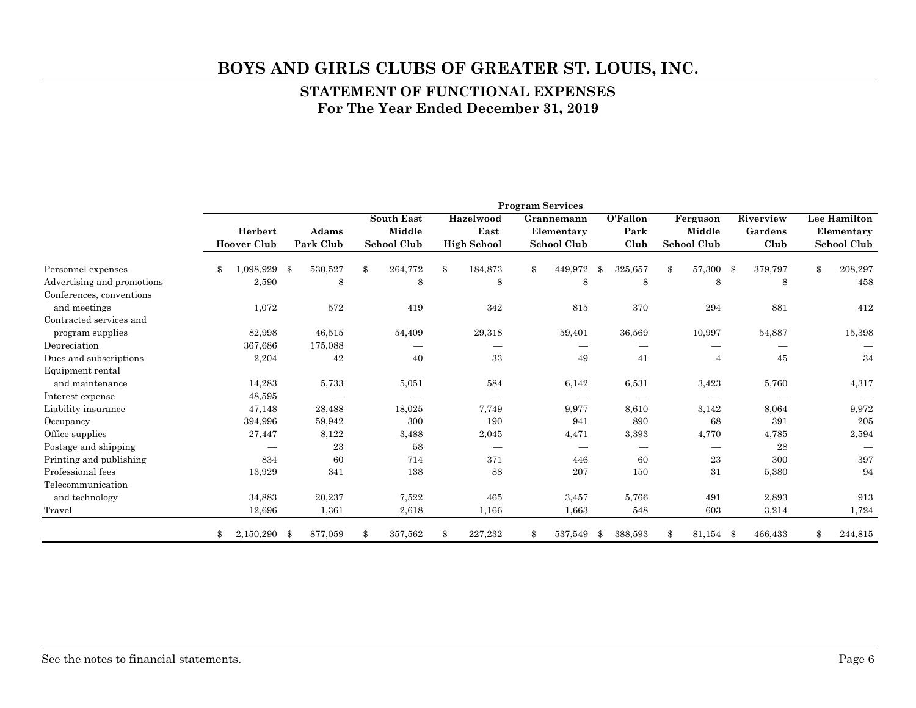# BOYS AND GIRLS CLUBS OF GREATER ST. LOUIS, INC.

## STATEMENT OF FUNCTIONAL EXPENSES
## For The Year Ended December 31, 2019

| | Program Services | | | | | | | | |
|---|---|---|---|---|---|---|---|---|---|
| | Herbert Hoover Club | Adams Park Club | South East Middle School Club | Hazelwood East High School | Grannemann Elementary School Club | O'Fallon Park Club | Ferguson Middle School Club | Riverview Gardens Club | Lee Hamilton Elementary School Club |
| Personnel expenses | $ 1,098,929 | $ 530,527 | $ 264,772 | $ 184,873 | $ 449,972 | $ 325,657 | $ 57,300 | $ 379,797 | $ 208,297 |
| Advertising and promotions | 2,590 | 8 | 8 | 8 | 8 | 8 | 8 | 8 | 458 |
| Conferences, conventions and meetings | 1,072 | 572 | 419 | 342 | 815 | 370 | 294 | 881 | 412 |
| Contracted services and program supplies | 82,998 | 46,515 | 54,409 | 29,318 | 59,401 | 36,569 | 10,997 | 54,887 | 15,398 |
| Depreciation | 367,686 | 175,088 | — | — | — | — | — | — | — |
| Dues and subscriptions | 2,204 | 42 | 40 | 33 | 49 | 41 | 4 | 45 | 34 |
| Equipment rental and maintenance | 14,283 | 5,733 | 5,051 | 584 | 6,142 | 6,531 | 3,423 | 5,760 | 4,317 |
| Interest expense | 48,595 | — | — | — | — | — | — | — | — |
| Liability insurance | 47,148 | 28,488 | 18,025 | 7,749 | 9,977 | 8,610 | 3,142 | 8,064 | 9,972 |
| Occupancy | 394,996 | 59,942 | 300 | 190 | 941 | 890 | 68 | 391 | 205 |
| Office supplies | 27,447 | 8,122 | 3,488 | 2,045 | 4,471 | 3,393 | 4,770 | 4,785 | 2,594 |
| Postage and shipping | — | 23 | 58 | — | — | — | — | 28 | — |
| Printing and publishing | 834 | 60 | 714 | 371 | 446 | 60 | 23 | 300 | 397 |
| Professional fees | 13,929 | 341 | 138 | 88 | 207 | 150 | 31 | 5,380 | 94 |
| Telecommunication and technology | 34,883 | 20,237 | 7,522 | 465 | 3,457 | 5,766 | 491 | 2,893 | 913 |
| Travel | 12,696 | 1,361 | 2,618 | 1,166 | 1,663 | 548 | 603 | 3,214 | 1,724 |
| | $ 2,150,290 | $ 877,059 | $ 357,562 | $ 227,232 | $ 537,549 | $ 388,593 | $ 81,154 | $ 466,433 | $ 244,815 |

See the notes to financial statements.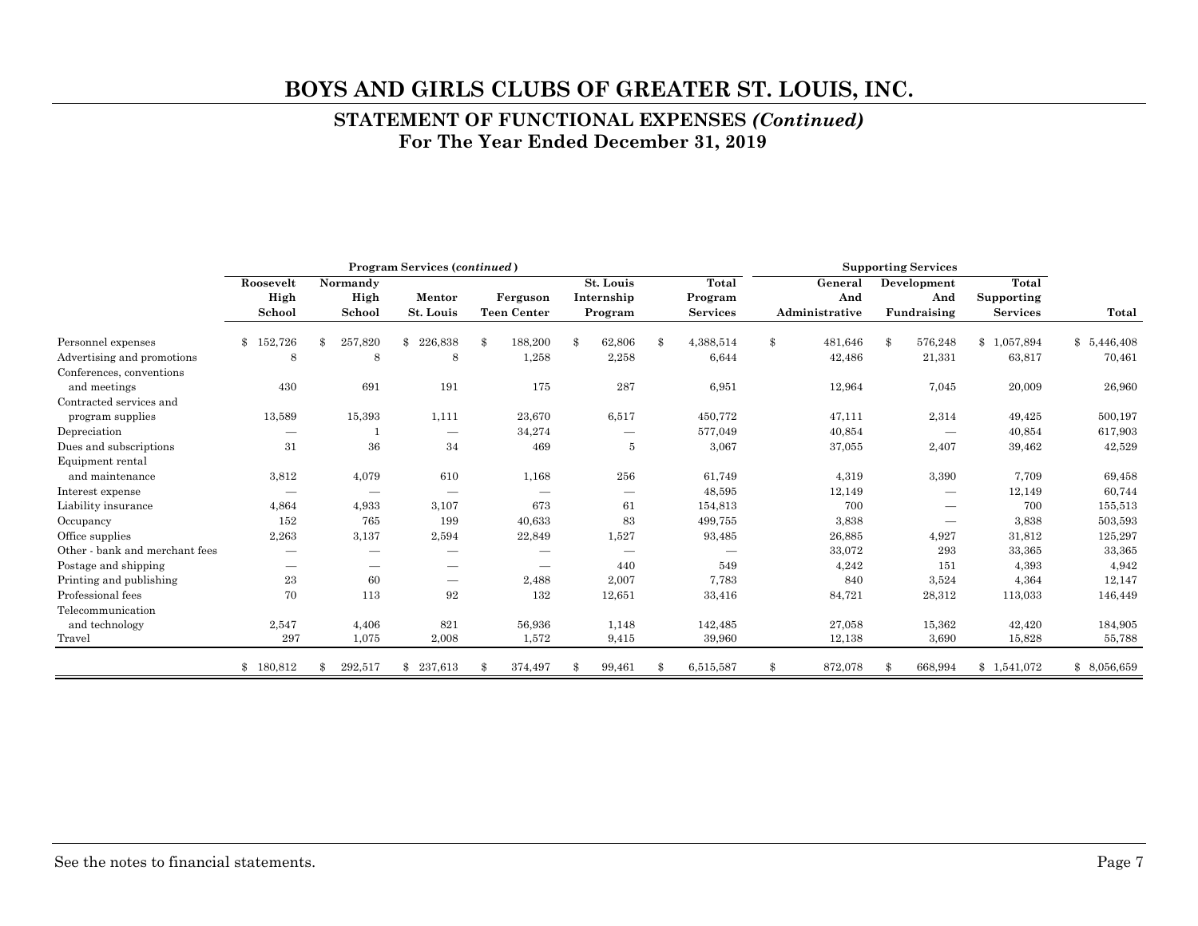# BOYS AND GIRLS CLUBS OF GREATER ST. LOUIS, INC.

## STATEMENT OF FUNCTIONAL EXPENSES *(Continued)*
## For The Year Ended December 31, 2019

| | Program Services (*continued*) | | | | | | Supporting Services | | | |
|---|---|---|---|---|---|---|---|---|---|---|
| | Roosevelt High School | Normandy High School | Mentor St. Louis | Ferguson Teen Center | St. Louis Internship Program | Total Program Services | General And Administrative | Development And Fundraising | Total Supporting Services | Total |
| Personnel expenses | $ 152,726 | $ 257,820 | $ 226,838 | $ 188,200 | $ 62,806 | $ 4,388,514 | $ 481,646 | $ 576,248 | $ 1,057,894 | $ 5,446,408 |
| Advertising and promotions | 8 | 8 | 8 | 1,258 | 2,258 | 6,644 | 42,486 | 21,331 | 63,817 | 70,461 |
| Conferences, conventions and meetings | 430 | 691 | 191 | 175 | 287 | 6,951 | 12,964 | 7,045 | 20,009 | 26,960 |
| Contracted services and program supplies | 13,589 | 15,393 | 1,111 | 23,670 | 6,517 | 450,772 | 47,111 | 2,314 | 49,425 | 500,197 |
| Depreciation | — | 1 | — | 34,274 | — | 577,049 | 40,854 | — | 40,854 | 617,903 |
| Dues and subscriptions | 31 | 36 | 34 | 469 | 5 | 3,067 | 37,055 | 2,407 | 39,462 | 42,529 |
| Equipment rental and maintenance | 3,812 | 4,079 | 610 | 1,168 | 256 | 61,749 | 4,319 | 3,390 | 7,709 | 69,458 |
| Interest expense | — | — | — | — | — | 48,595 | 12,149 | — | 12,149 | 60,744 |
| Liability insurance | 4,864 | 4,933 | 3,107 | 673 | 61 | 154,813 | 700 | — | 700 | 155,513 |
| Occupancy | 152 | 765 | 199 | 40,633 | 83 | 499,755 | 3,838 | — | 3,838 | 503,593 |
| Office supplies | 2,263 | 3,137 | 2,594 | 22,849 | 1,527 | 93,485 | 26,885 | 4,927 | 31,812 | 125,297 |
| Other - bank and merchant fees | — | — | — | — | — | — | 33,072 | 293 | 33,365 | 33,365 |
| Postage and shipping | — | — | — | — | 440 | 549 | 4,242 | 151 | 4,393 | 4,942 |
| Printing and publishing | 23 | 60 | — | 2,488 | 2,007 | 7,783 | 840 | 3,524 | 4,364 | 12,147 |
| Professional fees | 70 | 113 | 92 | 132 | 12,651 | 33,416 | 84,721 | 28,312 | 113,033 | 146,449 |
| Telecommunication and technology | 2,547 | 4,406 | 821 | 56,936 | 1,148 | 142,485 | 27,058 | 15,362 | 42,420 | 184,905 |
| Travel | 297 | 1,075 | 2,008 | 1,572 | 9,415 | 39,960 | 12,138 | 3,690 | 15,828 | 55,788 |
| | $ 180,812 | $ 292,517 | $ 237,613 | $ 374,497 | $ 99,461 | $ 6,515,587 | $ 872,078 | $ 668,994 | $ 1,541,072 | $ 8,056,659 |

See the notes to financial statements.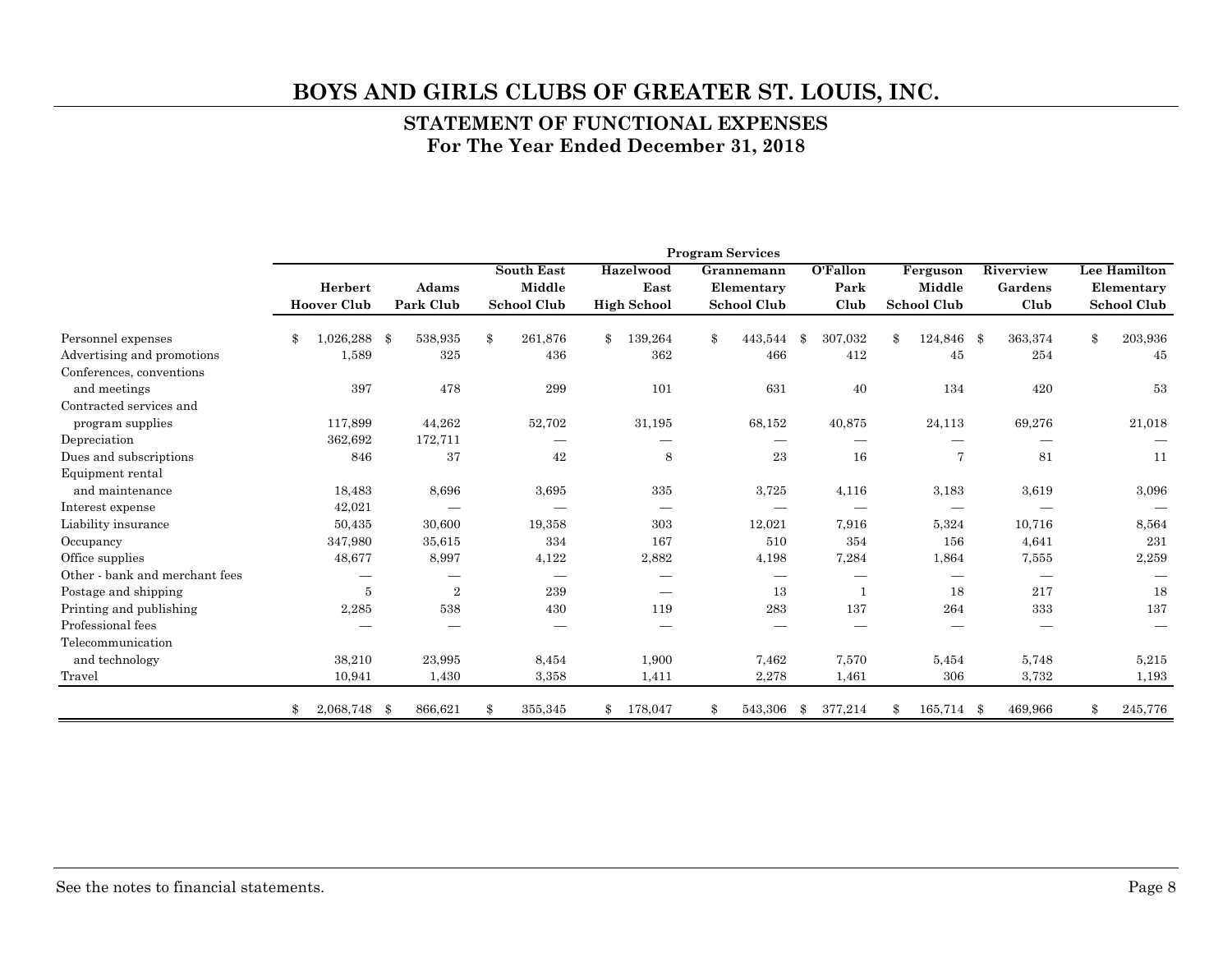# BOYS AND GIRLS CLUBS OF GREATER ST. LOUIS, INC.

## STATEMENT OF FUNCTIONAL EXPENSES
## For The Year Ended December 31, 2018

| | Program Services | | | | | | | | |
|---|---|---|---|---|---|---|---|---|---|
| | Herbert Hoover Club | Adams Park Club | South East Middle School Club | Hazelwood East High School | Grannemann Elementary School Club | O'Fallon Park Club | Ferguson Middle School Club | Riverview Gardens Club | Lee Hamilton Elementary School Club |
| Personnel expenses | $ 1,026,288 | $ 538,935 | $ 261,876 | $ 139,264 | $ 443,544 | $ 307,032 | $ 124,846 | $ 363,374 | $ 203,936 |
| Advertising and promotions | 1,589 | 325 | 436 | 362 | 466 | 412 | 45 | 254 | 45 |
| Conferences, conventions and meetings | 397 | 478 | 299 | 101 | 631 | 40 | 134 | 420 | 53 |
| Contracted services and program supplies | 117,899 | 44,262 | 52,702 | 31,195 | 68,152 | 40,875 | 24,113 | 69,276 | 21,018 |
| Depreciation | 362,692 | 172,711 | — | — | — | — | — | — | — |
| Dues and subscriptions | 846 | 37 | 42 | 8 | 23 | 16 | 7 | 81 | 11 |
| Equipment rental and maintenance | 18,483 | 8,696 | 3,695 | 335 | 3,725 | 4,116 | 3,183 | 3,619 | 3,096 |
| Interest expense | 42,021 | — | — | — | — | — | — | — | — |
| Liability insurance | 50,435 | 30,600 | 19,358 | 303 | 12,021 | 7,916 | 5,324 | 10,716 | 8,564 |
| Occupancy | 347,980 | 35,615 | 334 | 167 | 510 | 354 | 156 | 4,641 | 231 |
| Office supplies | 48,677 | 8,997 | 4,122 | 2,882 | 4,198 | 7,284 | 1,864 | 7,555 | 2,259 |
| Other - bank and merchant fees | — | — | — | — | — | — | — | — | — |
| Postage and shipping | 5 | 2 | 239 | — | 13 | 1 | 18 | 217 | 18 |
| Printing and publishing | 2,285 | 538 | 430 | 119 | 283 | 137 | 264 | 333 | 137 |
| Professional fees | — | — | — | — | — | — | — | — | — |
| Telecommunication and technology | 38,210 | 23,995 | 8,454 | 1,900 | 7,462 | 7,570 | 5,454 | 5,748 | 5,215 |
| Travel | 10,941 | 1,430 | 3,358 | 1,411 | 2,278 | 1,461 | 306 | 3,732 | 1,193 |
| | $ 2,068,748 | $ 866,621 | $ 355,345 | $ 178,047 | $ 543,306 | $ 377,214 | $ 165,714 | $ 469,966 | $ 245,776 |

See the notes to financial statements.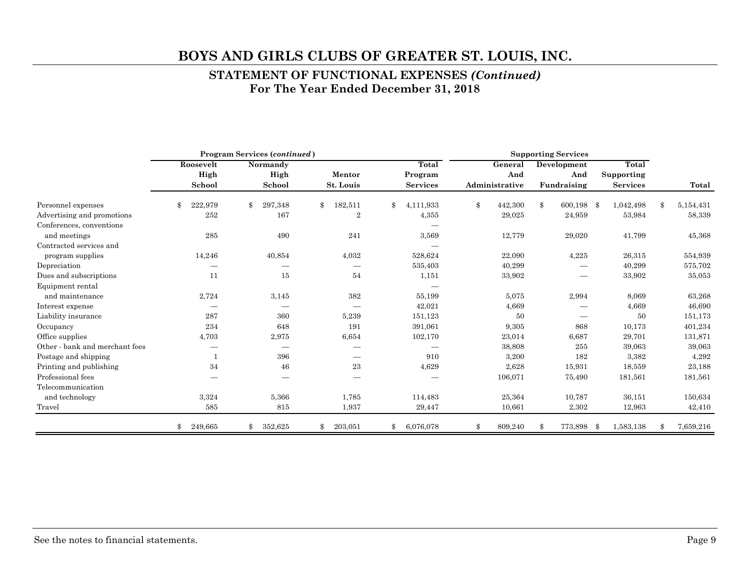# BOYS AND GIRLS CLUBS OF GREATER ST. LOUIS, INC.

## STATEMENT OF FUNCTIONAL EXPENSES *(Continued)*
## For The Year Ended December 31, 2018

| | Program Services (*continued*) | | | | Supporting Services | | | |
|---|---|---|---|---|---|---|---|---|
| | Roosevelt High School | Normandy High School | Mentor St. Louis | Total Program Services | General And Administrative | Development And Fundraising | Total Supporting Services | Total |
| Personnel expenses | $ 222,979 | $ 297,348 | $ 182,511 | $ 4,111,933 | $ 442,300 | $ 600,198 | $ 1,042,498 | $ 5,154,431 |
| Advertising and promotions | 252 | 167 | 2 | 4,355 | 29,025 | 24,959 | 53,984 | 58,339 |
| Conferences, conventions and meetings | 285 | 490 | 241 | 3,569 | 12,779 | 29,020 | 41,799 | 45,368 |
| Contracted services and program supplies | 14,246 | 40,854 | 4,032 | 528,624 | 22,090 | 4,225 | 26,315 | 554,939 |
| Depreciation | — | — | — | 535,403 | 40,299 | — | 40,299 | 575,702 |
| Dues and subscriptions | 11 | 15 | 54 | 1,151 | 33,902 | — | 33,902 | 35,053 |
| Equipment rental and maintenance | 2,724 | 3,145 | 382 | 55,199 | 5,075 | 2,994 | 8,069 | 63,268 |
| Interest expense | — | — | — | 42,021 | 4,669 | — | 4,669 | 46,690 |
| Liability insurance | 287 | 360 | 5,239 | 151,123 | 50 | — | 50 | 151,173 |
| Occupancy | 234 | 648 | 191 | 391,061 | 9,305 | 868 | 10,173 | 401,234 |
| Office supplies | 4,703 | 2,975 | 6,654 | 102,170 | 23,014 | 6,687 | 29,701 | 131,871 |
| Other - bank and merchant fees | — | — | — | — | 38,808 | 255 | 39,063 | 39,063 |
| Postage and shipping | 1 | 396 | — | 910 | 3,200 | 182 | 3,382 | 4,292 |
| Printing and publishing | 34 | 46 | 23 | 4,629 | 2,628 | 15,931 | 18,559 | 23,188 |
| Professional fees | — | — | — | — | 106,071 | 75,490 | 181,561 | 181,561 |
| Telecommunication and technology | 3,324 | 5,366 | 1,785 | 114,483 | 25,364 | 10,787 | 36,151 | 150,634 |
| Travel | 585 | 815 | 1,937 | 29,447 | 10,661 | 2,302 | 12,963 | 42,410 |
| | $ 249,665 | $ 352,625 | $ 203,051 | $ 6,076,078 | $ 809,240 | $ 773,898 | $ 1,583,138 | $ 7,659,216 |

See the notes to financial statements.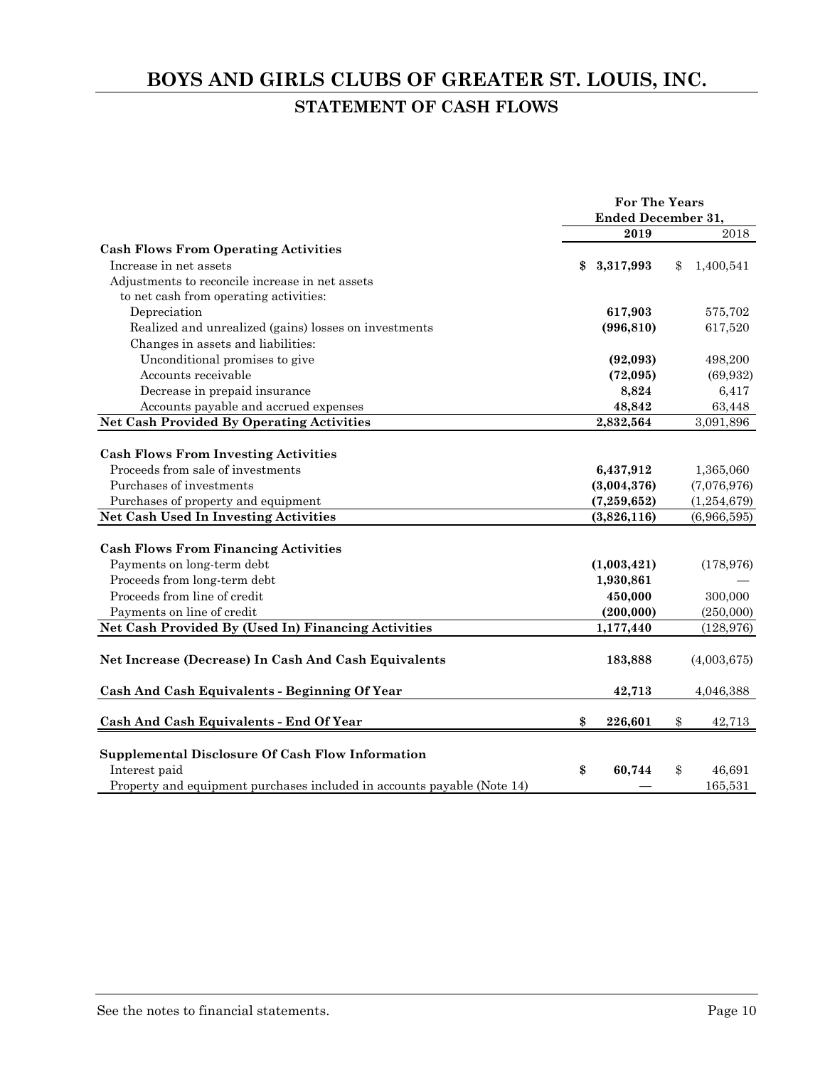# BOYS AND GIRLS CLUBS OF GREATER ST. LOUIS, INC.

## STATEMENT OF CASH FLOWS

| | For The Years Ended December 31, | |
|---|---|---|
| | **2019** | 2018 |
| **Cash Flows From Operating Activities** | | |
| Increase in net assets | **$ 3,317,993** | $ 1,400,541 |
| Adjustments to reconcile increase in net assets to net cash from operating activities: | | |
| Depreciation | **617,903** | 575,702 |
| Realized and unrealized (gains) losses on investments | **(996,810)** | 617,520 |
| Changes in assets and liabilities: | | |
| Unconditional promises to give | **(92,093)** | 498,200 |
| Accounts receivable | **(72,095)** | (69,932) |
| Decrease in prepaid insurance | **8,824** | 6,417 |
| Accounts payable and accrued expenses | **48,842** | 63,448 |
| **Net Cash Provided By Operating Activities** | **2,832,564** | 3,091,896 |
| **Cash Flows From Investing Activities** | | |
| Proceeds from sale of investments | **6,437,912** | 1,365,060 |
| Purchases of investments | **(3,004,376)** | (7,076,976) |
| Purchases of property and equipment | **(7,259,652)** | (1,254,679) |
| **Net Cash Used In Investing Activities** | **(3,826,116)** | (6,966,595) |
| **Cash Flows From Financing Activities** | | |
| Payments on long-term debt | **(1,003,421)** | (178,976) |
| Proceeds from long-term debt | **1,930,861** | — |
| Proceeds from line of credit | **450,000** | 300,000 |
| Payments on line of credit | **(200,000)** | (250,000) |
| **Net Cash Provided By (Used In) Financing Activities** | **1,177,440** | (128,976) |
| **Net Increase (Decrease) In Cash And Cash Equivalents** | **183,888** | (4,003,675) |
| **Cash And Cash Equivalents - Beginning Of Year** | **42,713** | 4,046,388 |
| **Cash And Cash Equivalents - End Of Year** | **$ 226,601** | $ 42,713 |
| **Supplemental Disclosure Of Cash Flow Information** | | |
| Interest paid | **$ 60,744** | $ 46,691 |
| Property and equipment purchases included in accounts payable (Note 14) | **—** | 165,531 |

See the notes to financial statements.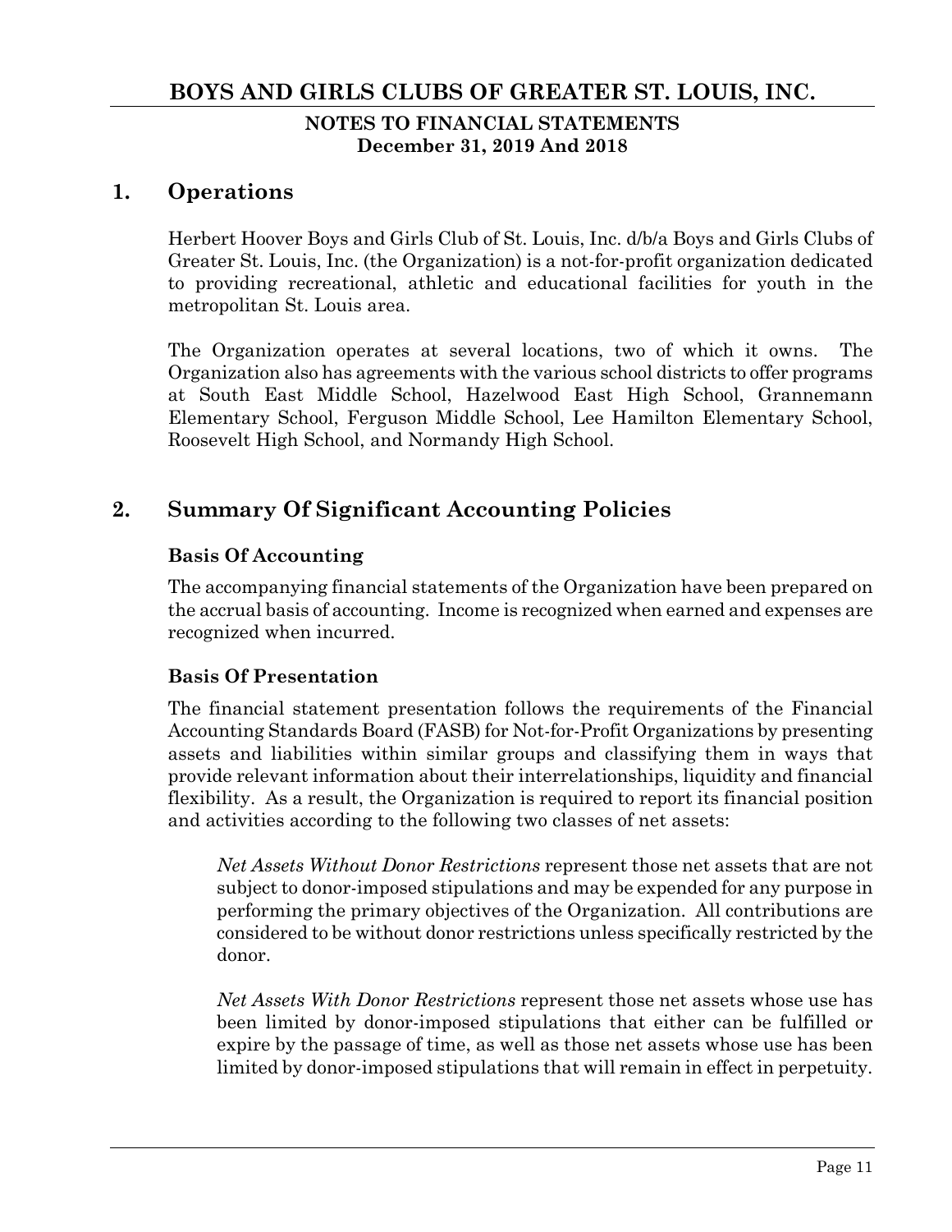# BOYS AND GIRLS CLUBS OF GREATER ST. LOUIS, INC.

**NOTES TO FINANCIAL STATEMENTS**
**December 31, 2019 And 2018**

## 1. Operations

Herbert Hoover Boys and Girls Club of St. Louis, Inc. d/b/a Boys and Girls Clubs of Greater St. Louis, Inc. (the Organization) is a not-for-profit organization dedicated to providing recreational, athletic and educational facilities for youth in the metropolitan St. Louis area.

The Organization operates at several locations, two of which it owns. The Organization also has agreements with the various school districts to offer programs at South East Middle School, Hazelwood East High School, Grannemann Elementary School, Ferguson Middle School, Lee Hamilton Elementary School, Roosevelt High School, and Normandy High School.

## 2. Summary Of Significant Accounting Policies

### Basis Of Accounting

The accompanying financial statements of the Organization have been prepared on the accrual basis of accounting. Income is recognized when earned and expenses are recognized when incurred.

### Basis Of Presentation

The financial statement presentation follows the requirements of the Financial Accounting Standards Board (FASB) for Not-for-Profit Organizations by presenting assets and liabilities within similar groups and classifying them in ways that provide relevant information about their interrelationships, liquidity and financial flexibility. As a result, the Organization is required to report its financial position and activities according to the following two classes of net assets:

*Net Assets Without Donor Restrictions* represent those net assets that are not subject to donor-imposed stipulations and may be expended for any purpose in performing the primary objectives of the Organization. All contributions are considered to be without donor restrictions unless specifically restricted by the donor.

*Net Assets With Donor Restrictions* represent those net assets whose use has been limited by donor-imposed stipulations that either can be fulfilled or expire by the passage of time, as well as those net assets whose use has been limited by donor-imposed stipulations that will remain in effect in perpetuity.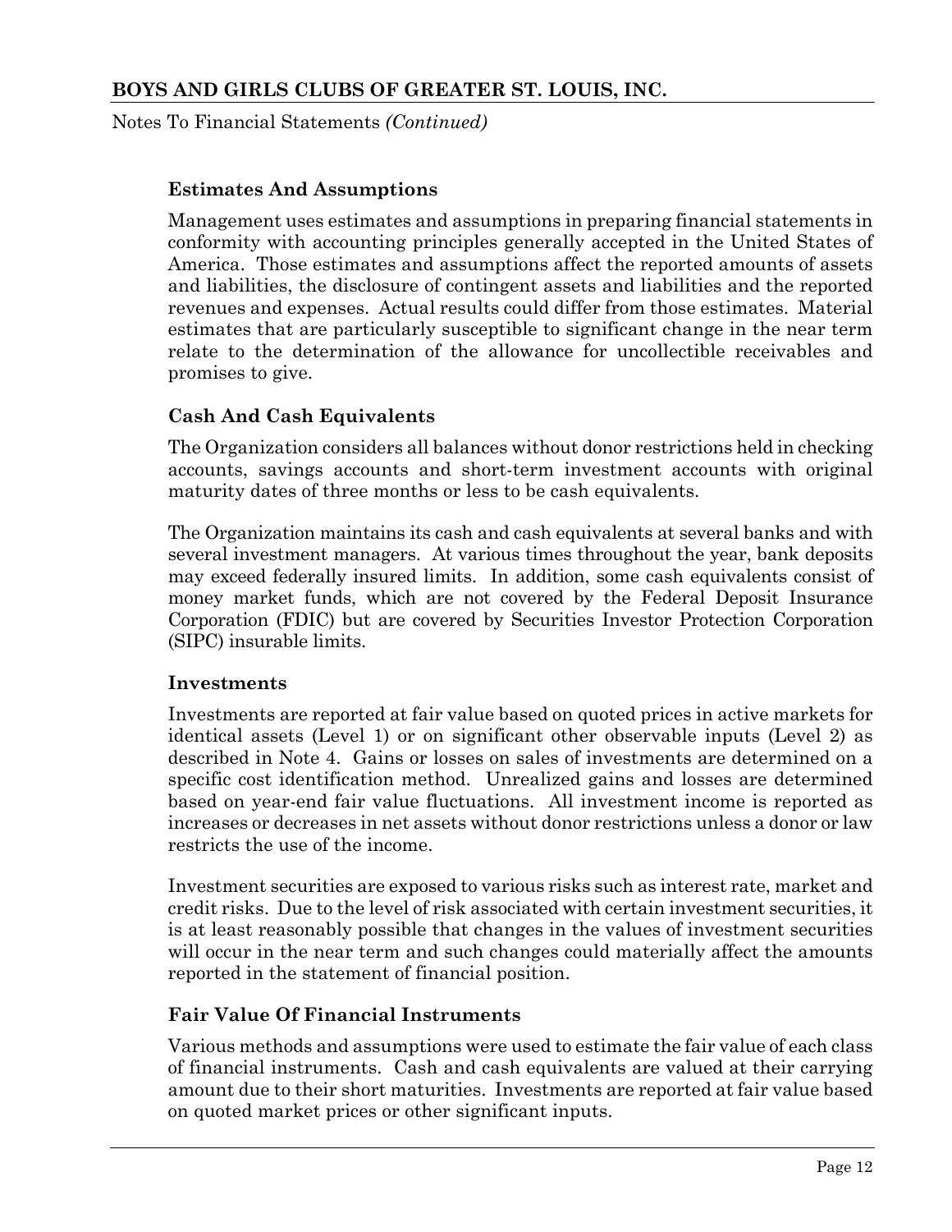### Estimates And Assumptions

Management uses estimates and assumptions in preparing financial statements in conformity with accounting principles generally accepted in the United States of America. Those estimates and assumptions affect the reported amounts of assets and liabilities, the disclosure of contingent assets and liabilities and the reported revenues and expenses. Actual results could differ from those estimates. Material estimates that are particularly susceptible to significant change in the near term relate to the determination of the allowance for uncollectible receivables and promises to give.

### Cash And Cash Equivalents

The Organization considers all balances without donor restrictions held in checking accounts, savings accounts and short-term investment accounts with original maturity dates of three months or less to be cash equivalents.

The Organization maintains its cash and cash equivalents at several banks and with several investment managers. At various times throughout the year, bank deposits may exceed federally insured limits. In addition, some cash equivalents consist of money market funds, which are not covered by the Federal Deposit Insurance Corporation (FDIC) but are covered by Securities Investor Protection Corporation (SIPC) insurable limits.

### Investments

Investments are reported at fair value based on quoted prices in active markets for identical assets (Level 1) or on significant other observable inputs (Level 2) as described in Note 4. Gains or losses on sales of investments are determined on a specific cost identification method. Unrealized gains and losses are determined based on year-end fair value fluctuations. All investment income is reported as increases or decreases in net assets without donor restrictions unless a donor or law restricts the use of the income.

Investment securities are exposed to various risks such as interest rate, market and credit risks. Due to the level of risk associated with certain investment securities, it is at least reasonably possible that changes in the values of investment securities will occur in the near term and such changes could materially affect the amounts reported in the statement of financial position.

### Fair Value Of Financial Instruments

Various methods and assumptions were used to estimate the fair value of each class of financial instruments. Cash and cash equivalents are valued at their carrying amount due to their short maturities. Investments are reported at fair value based on quoted market prices or other significant inputs.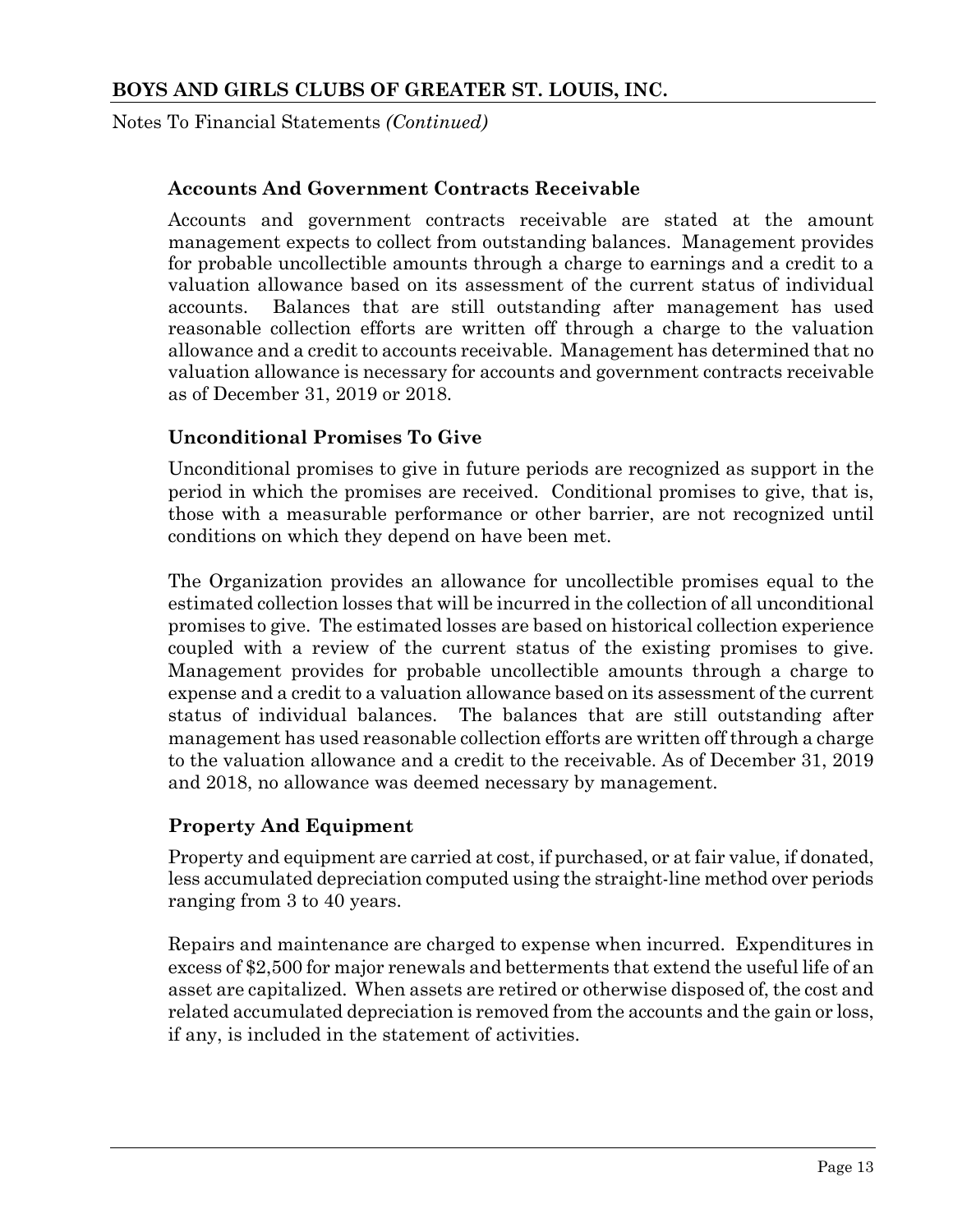### Accounts And Government Contracts Receivable

Accounts and government contracts receivable are stated at the amount management expects to collect from outstanding balances. Management provides for probable uncollectible amounts through a charge to earnings and a credit to a valuation allowance based on its assessment of the current status of individual accounts. Balances that are still outstanding after management has used reasonable collection efforts are written off through a charge to the valuation allowance and a credit to accounts receivable. Management has determined that no valuation allowance is necessary for accounts and government contracts receivable as of December 31, 2019 or 2018.

### Unconditional Promises To Give

Unconditional promises to give in future periods are recognized as support in the period in which the promises are received. Conditional promises to give, that is, those with a measurable performance or other barrier, are not recognized until conditions on which they depend on have been met.

The Organization provides an allowance for uncollectible promises equal to the estimated collection losses that will be incurred in the collection of all unconditional promises to give. The estimated losses are based on historical collection experience coupled with a review of the current status of the existing promises to give. Management provides for probable uncollectible amounts through a charge to expense and a credit to a valuation allowance based on its assessment of the current status of individual balances. The balances that are still outstanding after management has used reasonable collection efforts are written off through a charge to the valuation allowance and a credit to the receivable. As of December 31, 2019 and 2018, no allowance was deemed necessary by management.

### Property And Equipment

Property and equipment are carried at cost, if purchased, or at fair value, if donated, less accumulated depreciation computed using the straight-line method over periods ranging from 3 to 40 years.

Repairs and maintenance are charged to expense when incurred. Expenditures in excess of $2,500 for major renewals and betterments that extend the useful life of an asset are capitalized. When assets are retired or otherwise disposed of, the cost and related accumulated depreciation is removed from the accounts and the gain or loss, if any, is included in the statement of activities.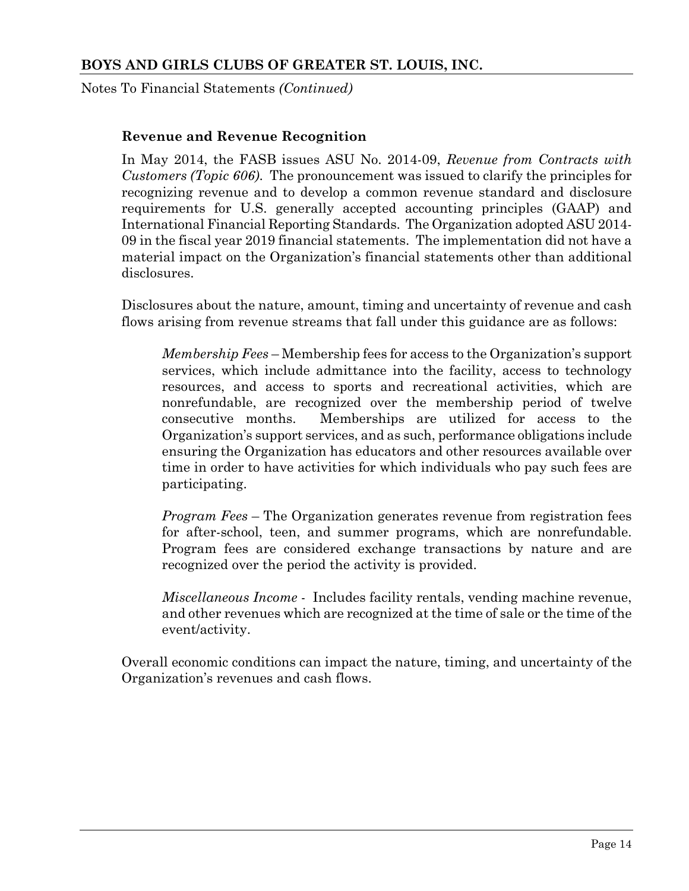**Revenue and Revenue Recognition**

In May 2014, the FASB issues ASU No. 2014-09, *Revenue from Contracts with Customers (Topic 606).* The pronouncement was issued to clarify the principles for recognizing revenue and to develop a common revenue standard and disclosure requirements for U.S. generally accepted accounting principles (GAAP) and International Financial Reporting Standards. The Organization adopted ASU 2014-09 in the fiscal year 2019 financial statements. The implementation did not have a material impact on the Organization's financial statements other than additional disclosures.

Disclosures about the nature, amount, timing and uncertainty of revenue and cash flows arising from revenue streams that fall under this guidance are as follows:

> *Membership Fees* – Membership fees for access to the Organization's support services, which include admittance into the facility, access to technology resources, and access to sports and recreational activities, which are nonrefundable, are recognized over the membership period of twelve consecutive months. Memberships are utilized for access to the Organization's support services, and as such, performance obligations include ensuring the Organization has educators and other resources available over time in order to have activities for which individuals who pay such fees are participating.
>
> *Program Fees* – The Organization generates revenue from registration fees for after-school, teen, and summer programs, which are nonrefundable. Program fees are considered exchange transactions by nature and are recognized over the period the activity is provided.
>
> *Miscellaneous Income* - Includes facility rentals, vending machine revenue, and other revenues which are recognized at the time of sale or the time of the event/activity.

Overall economic conditions can impact the nature, timing, and uncertainty of the Organization's revenues and cash flows.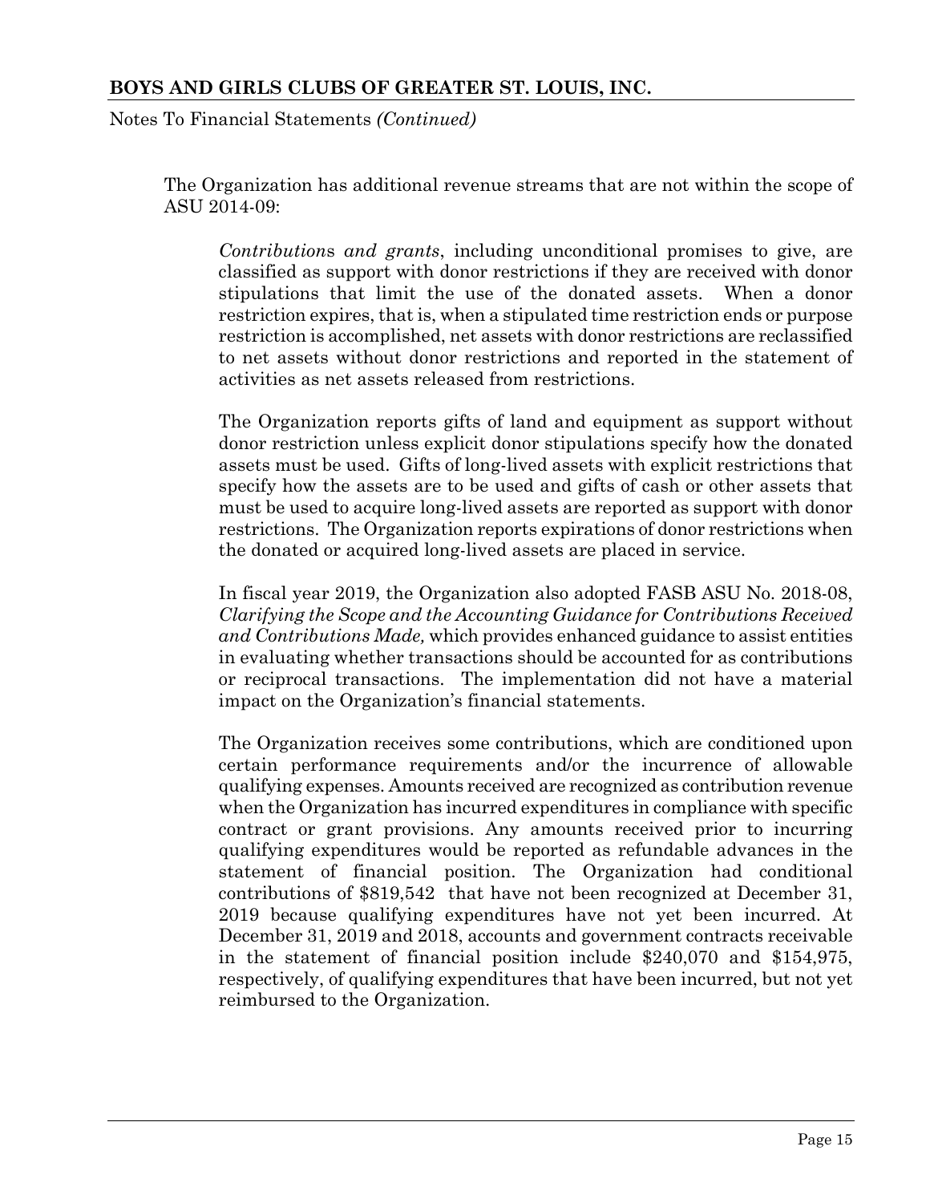The Organization has additional revenue streams that are not within the scope of ASU 2014-09:

*Contributions and grants*, including unconditional promises to give, are classified as support with donor restrictions if they are received with donor stipulations that limit the use of the donated assets. When a donor restriction expires, that is, when a stipulated time restriction ends or purpose restriction is accomplished, net assets with donor restrictions are reclassified to net assets without donor restrictions and reported in the statement of activities as net assets released from restrictions.

The Organization reports gifts of land and equipment as support without donor restriction unless explicit donor stipulations specify how the donated assets must be used. Gifts of long-lived assets with explicit restrictions that specify how the assets are to be used and gifts of cash or other assets that must be used to acquire long-lived assets are reported as support with donor restrictions. The Organization reports expirations of donor restrictions when the donated or acquired long-lived assets are placed in service.

In fiscal year 2019, the Organization also adopted FASB ASU No. 2018-08, *Clarifying the Scope and the Accounting Guidance for Contributions Received and Contributions Made,* which provides enhanced guidance to assist entities in evaluating whether transactions should be accounted for as contributions or reciprocal transactions. The implementation did not have a material impact on the Organization's financial statements.

The Organization receives some contributions, which are conditioned upon certain performance requirements and/or the incurrence of allowable qualifying expenses. Amounts received are recognized as contribution revenue when the Organization has incurred expenditures in compliance with specific contract or grant provisions. Any amounts received prior to incurring qualifying expenditures would be reported as refundable advances in the statement of financial position. The Organization had conditional contributions of $819,542 that have not been recognized at December 31, 2019 because qualifying expenditures have not yet been incurred. At December 31, 2019 and 2018, accounts and government contracts receivable in the statement of financial position include $240,070 and $154,975, respectively, of qualifying expenditures that have been incurred, but not yet reimbursed to the Organization.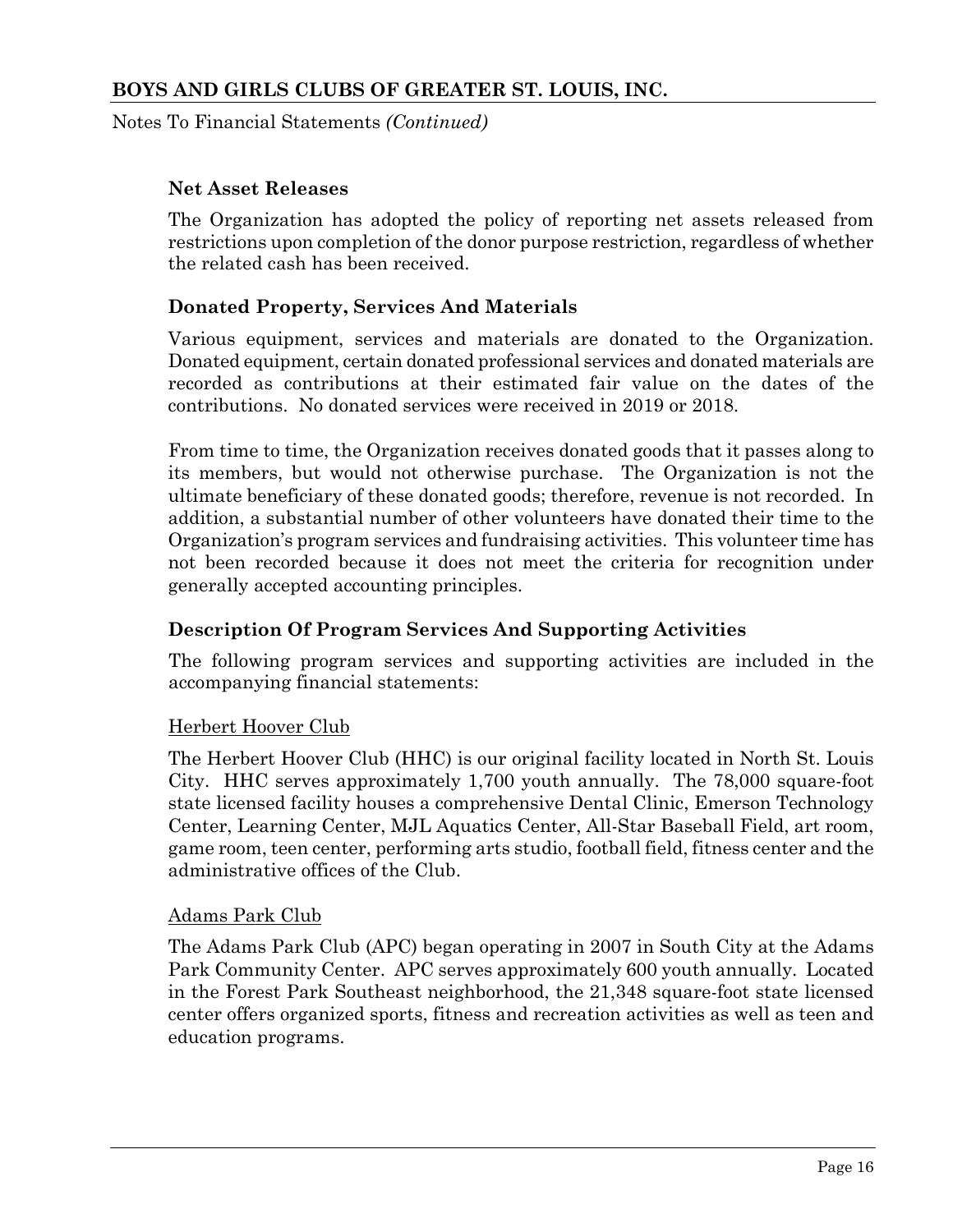### Net Asset Releases

The Organization has adopted the policy of reporting net assets released from restrictions upon completion of the donor purpose restriction, regardless of whether the related cash has been received.

### Donated Property, Services And Materials

Various equipment, services and materials are donated to the Organization. Donated equipment, certain donated professional services and donated materials are recorded as contributions at their estimated fair value on the dates of the contributions. No donated services were received in 2019 or 2018.

From time to time, the Organization receives donated goods that it passes along to its members, but would not otherwise purchase. The Organization is not the ultimate beneficiary of these donated goods; therefore, revenue is not recorded. In addition, a substantial number of other volunteers have donated their time to the Organization's program services and fundraising activities. This volunteer time has not been recorded because it does not meet the criteria for recognition under generally accepted accounting principles.

### Description Of Program Services And Supporting Activities

The following program services and supporting activities are included in the accompanying financial statements:

<u>Herbert Hoover Club</u>

The Herbert Hoover Club (HHC) is our original facility located in North St. Louis City. HHC serves approximately 1,700 youth annually. The 78,000 square-foot state licensed facility houses a comprehensive Dental Clinic, Emerson Technology Center, Learning Center, MJL Aquatics Center, All-Star Baseball Field, art room, game room, teen center, performing arts studio, football field, fitness center and the administrative offices of the Club.

<u>Adams Park Club</u>

The Adams Park Club (APC) began operating in 2007 in South City at the Adams Park Community Center. APC serves approximately 600 youth annually. Located in the Forest Park Southeast neighborhood, the 21,348 square-foot state licensed center offers organized sports, fitness and recreation activities as well as teen and education programs.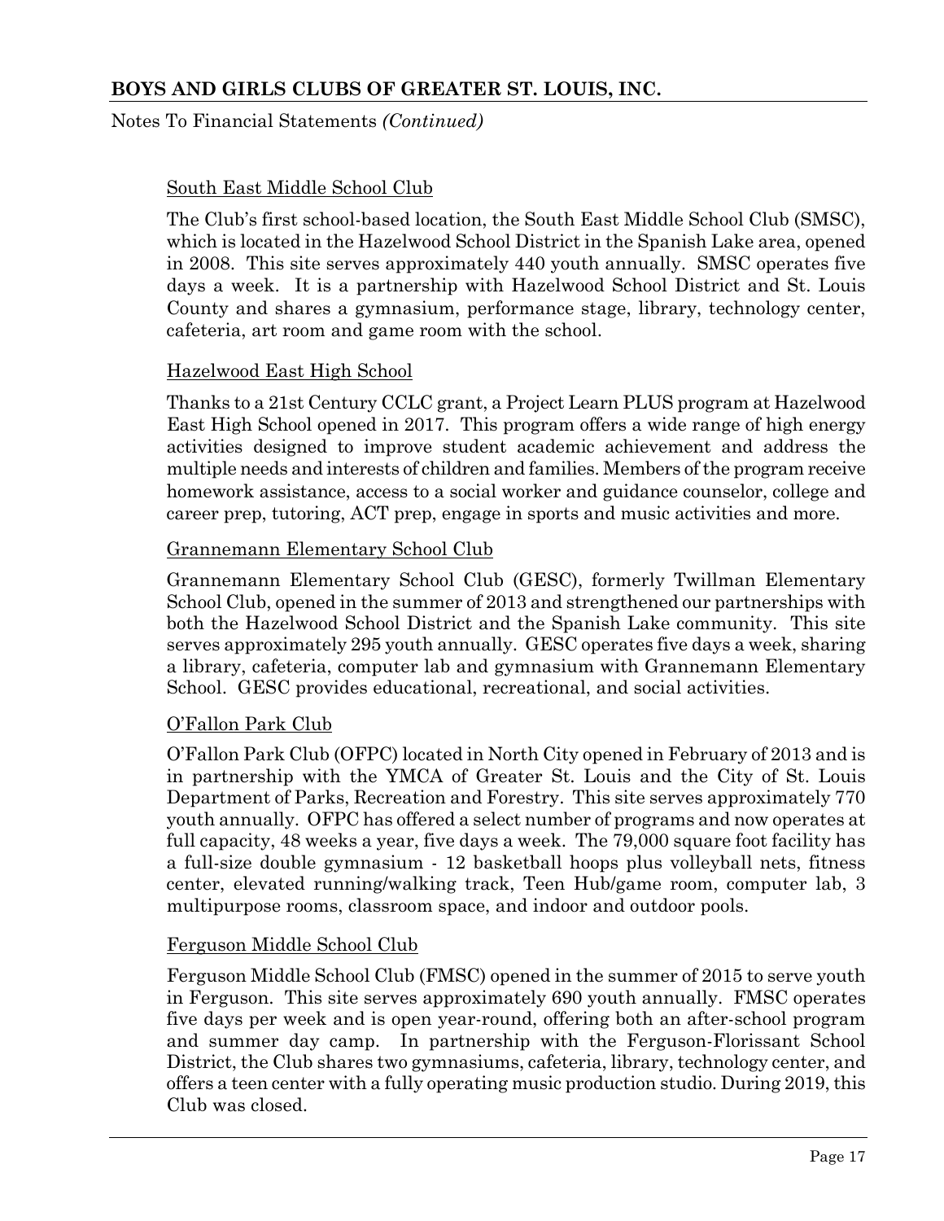South East Middle School Club

The Club's first school-based location, the South East Middle School Club (SMSC), which is located in the Hazelwood School District in the Spanish Lake area, opened in 2008. This site serves approximately 440 youth annually. SMSC operates five days a week. It is a partnership with Hazelwood School District and St. Louis County and shares a gymnasium, performance stage, library, technology center, cafeteria, art room and game room with the school.

Hazelwood East High School

Thanks to a 21st Century CCLC grant, a Project Learn PLUS program at Hazelwood East High School opened in 2017. This program offers a wide range of high energy activities designed to improve student academic achievement and address the multiple needs and interests of children and families. Members of the program receive homework assistance, access to a social worker and guidance counselor, college and career prep, tutoring, ACT prep, engage in sports and music activities and more.

Grannemann Elementary School Club

Grannemann Elementary School Club (GESC), formerly Twillman Elementary School Club, opened in the summer of 2013 and strengthened our partnerships with both the Hazelwood School District and the Spanish Lake community. This site serves approximately 295 youth annually. GESC operates five days a week, sharing a library, cafeteria, computer lab and gymnasium with Grannemann Elementary School. GESC provides educational, recreational, and social activities.

O'Fallon Park Club

O'Fallon Park Club (OFPC) located in North City opened in February of 2013 and is in partnership with the YMCA of Greater St. Louis and the City of St. Louis Department of Parks, Recreation and Forestry. This site serves approximately 770 youth annually. OFPC has offered a select number of programs and now operates at full capacity, 48 weeks a year, five days a week. The 79,000 square foot facility has a full-size double gymnasium - 12 basketball hoops plus volleyball nets, fitness center, elevated running/walking track, Teen Hub/game room, computer lab, 3 multipurpose rooms, classroom space, and indoor and outdoor pools.

Ferguson Middle School Club

Ferguson Middle School Club (FMSC) opened in the summer of 2015 to serve youth in Ferguson. This site serves approximately 690 youth annually. FMSC operates five days per week and is open year-round, offering both an after-school program and summer day camp. In partnership with the Ferguson-Florissant School District, the Club shares two gymnasiums, cafeteria, library, technology center, and offers a teen center with a fully operating music production studio. During 2019, this Club was closed.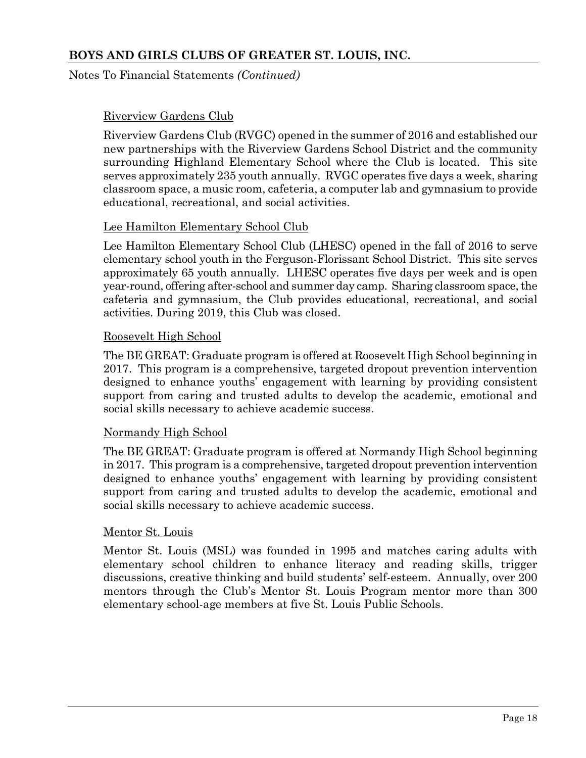Riverview Gardens Club

Riverview Gardens Club (RVGC) opened in the summer of 2016 and established our new partnerships with the Riverview Gardens School District and the community surrounding Highland Elementary School where the Club is located. This site serves approximately 235 youth annually. RVGC operates five days a week, sharing classroom space, a music room, cafeteria, a computer lab and gymnasium to provide educational, recreational, and social activities.

Lee Hamilton Elementary School Club

Lee Hamilton Elementary School Club (LHESC) opened in the fall of 2016 to serve elementary school youth in the Ferguson-Florissant School District. This site serves approximately 65 youth annually. LHESC operates five days per week and is open year-round, offering after-school and summer day camp. Sharing classroom space, the cafeteria and gymnasium, the Club provides educational, recreational, and social activities. During 2019, this Club was closed.

Roosevelt High School

The BE GREAT: Graduate program is offered at Roosevelt High School beginning in 2017. This program is a comprehensive, targeted dropout prevention intervention designed to enhance youths' engagement with learning by providing consistent support from caring and trusted adults to develop the academic, emotional and social skills necessary to achieve academic success.

Normandy High School

The BE GREAT: Graduate program is offered at Normandy High School beginning in 2017. This program is a comprehensive, targeted dropout prevention intervention designed to enhance youths' engagement with learning by providing consistent support from caring and trusted adults to develop the academic, emotional and social skills necessary to achieve academic success.

Mentor St. Louis

Mentor St. Louis (MSL) was founded in 1995 and matches caring adults with elementary school children to enhance literacy and reading skills, trigger discussions, creative thinking and build students' self-esteem. Annually, over 200 mentors through the Club's Mentor St. Louis Program mentor more than 300 elementary school-age members at five St. Louis Public Schools.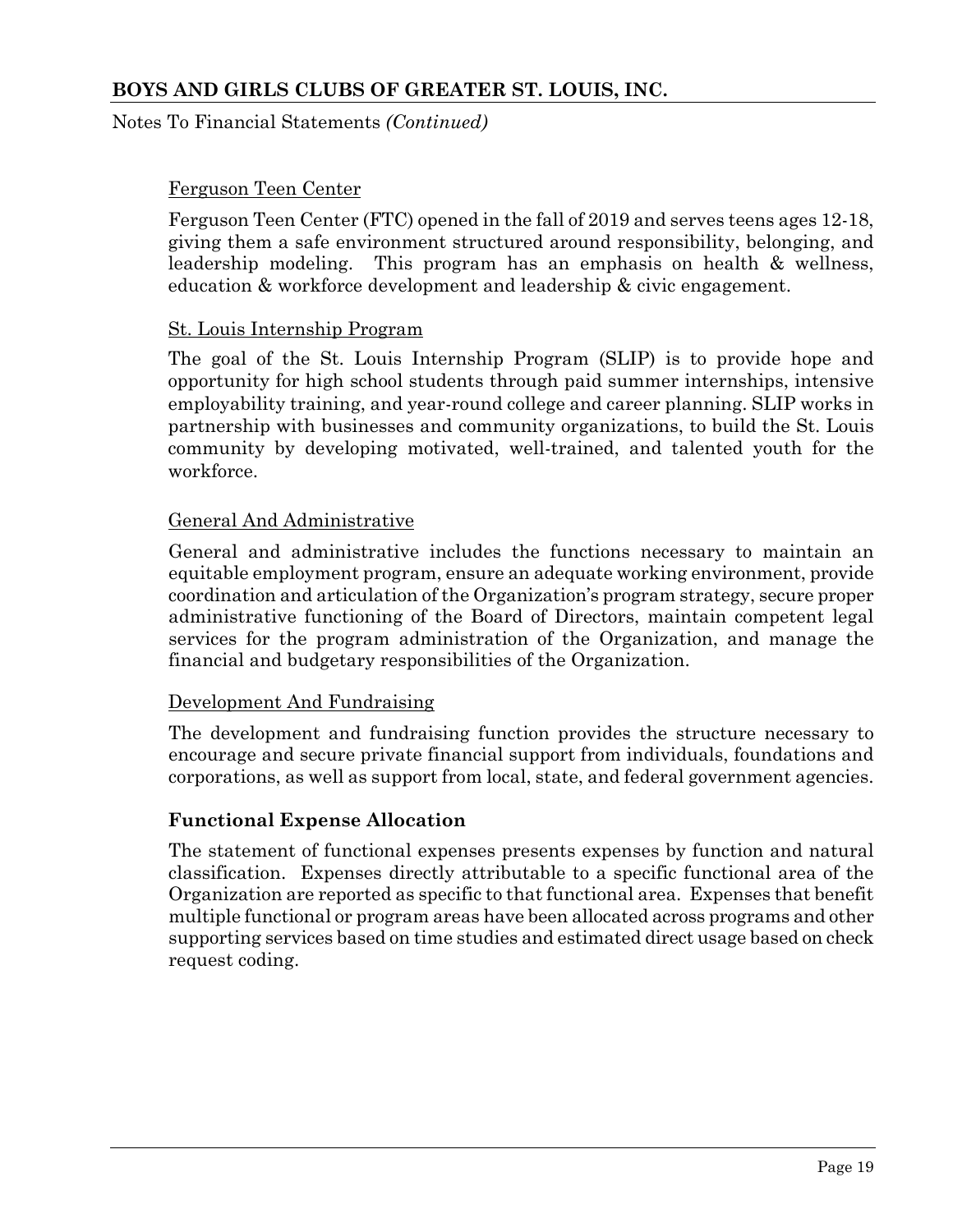Ferguson Teen Center

Ferguson Teen Center (FTC) opened in the fall of 2019 and serves teens ages 12-18, giving them a safe environment structured around responsibility, belonging, and leadership modeling. This program has an emphasis on health & wellness, education & workforce development and leadership & civic engagement.

St. Louis Internship Program

The goal of the St. Louis Internship Program (SLIP) is to provide hope and opportunity for high school students through paid summer internships, intensive employability training, and year-round college and career planning. SLIP works in partnership with businesses and community organizations, to build the St. Louis community by developing motivated, well-trained, and talented youth for the workforce.

General And Administrative

General and administrative includes the functions necessary to maintain an equitable employment program, ensure an adequate working environment, provide coordination and articulation of the Organization's program strategy, secure proper administrative functioning of the Board of Directors, maintain competent legal services for the program administration of the Organization, and manage the financial and budgetary responsibilities of the Organization.

Development And Fundraising

The development and fundraising function provides the structure necessary to encourage and secure private financial support from individuals, foundations and corporations, as well as support from local, state, and federal government agencies.

**Functional Expense Allocation**

The statement of functional expenses presents expenses by function and natural classification. Expenses directly attributable to a specific functional area of the Organization are reported as specific to that functional area. Expenses that benefit multiple functional or program areas have been allocated across programs and other supporting services based on time studies and estimated direct usage based on check request coding.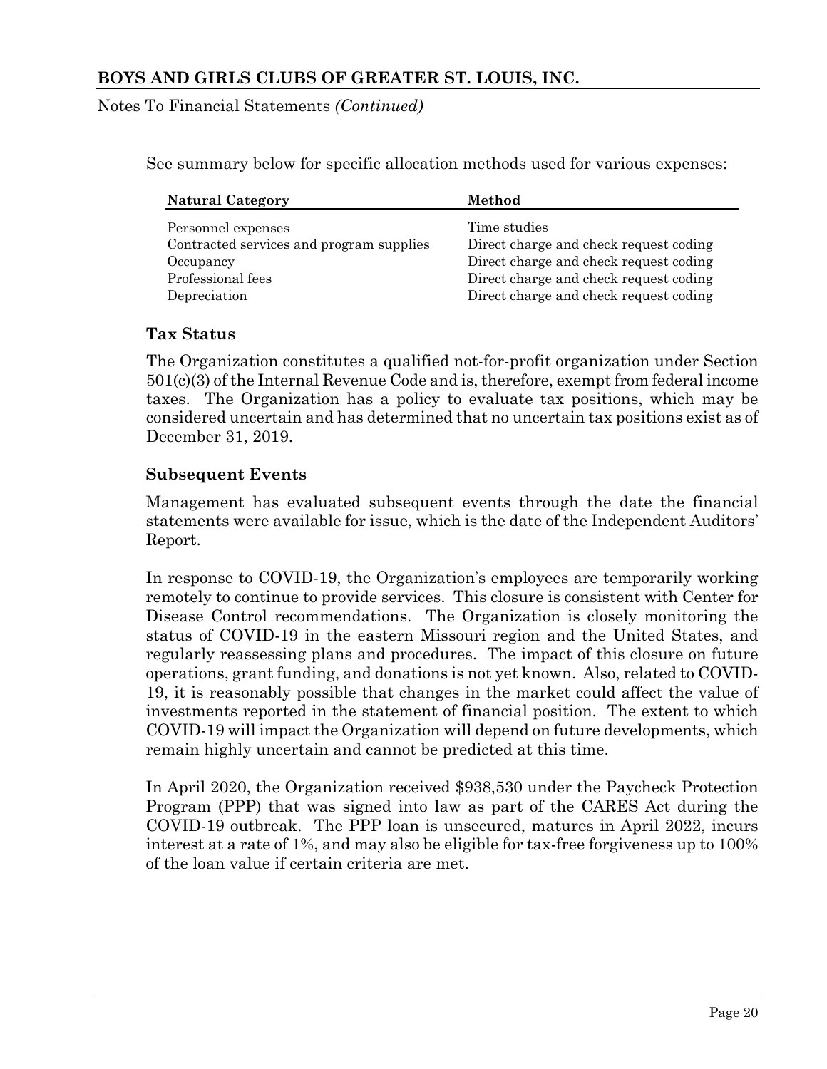See summary below for specific allocation methods used for various expenses:

| Natural Category | Method |
|---|---|
| Personnel expenses | Time studies |
| Contracted services and program supplies | Direct charge and check request coding |
| Occupancy | Direct charge and check request coding |
| Professional fees | Direct charge and check request coding |
| Depreciation | Direct charge and check request coding |

### Tax Status

The Organization constitutes a qualified not-for-profit organization under Section 501(c)(3) of the Internal Revenue Code and is, therefore, exempt from federal income taxes. The Organization has a policy to evaluate tax positions, which may be considered uncertain and has determined that no uncertain tax positions exist as of December 31, 2019.

### Subsequent Events

Management has evaluated subsequent events through the date the financial statements were available for issue, which is the date of the Independent Auditors' Report.

In response to COVID-19, the Organization's employees are temporarily working remotely to continue to provide services. This closure is consistent with Center for Disease Control recommendations. The Organization is closely monitoring the status of COVID-19 in the eastern Missouri region and the United States, and regularly reassessing plans and procedures. The impact of this closure on future operations, grant funding, and donations is not yet known. Also, related to COVID-19, it is reasonably possible that changes in the market could affect the value of investments reported in the statement of financial position. The extent to which COVID-19 will impact the Organization will depend on future developments, which remain highly uncertain and cannot be predicted at this time.

In April 2020, the Organization received $938,530 under the Paycheck Protection Program (PPP) that was signed into law as part of the CARES Act during the COVID-19 outbreak. The PPP loan is unsecured, matures in April 2022, incurs interest at a rate of 1%, and may also be eligible for tax-free forgiveness up to 100% of the loan value if certain criteria are met.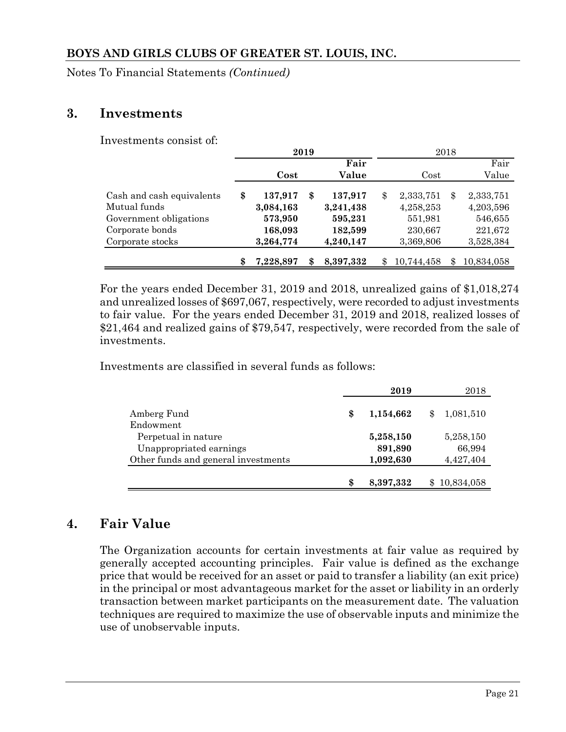## 3. Investments

Investments consist of:

| | 2019 | | 2018 | |
|---|---|---|---|---|
| | **Cost** | **Fair Value** | Cost | Fair Value |
| Cash and cash equivalents | $ 137,917 | $ 137,917 | $ 2,333,751 | $ 2,333,751 |
| Mutual funds | 3,084,163 | 3,241,438 | 4,258,253 | 4,203,596 |
| Government obligations | 573,950 | 595,231 | 551,981 | 546,655 |
| Corporate bonds | 168,093 | 182,599 | 230,667 | 221,672 |
| Corporate stocks | 3,264,774 | 4,240,147 | 3,369,806 | 3,528,384 |
| | $ 7,228,897 | $ 8,397,332 | $ 10,744,458 | $ 10,834,058 |

For the years ended December 31, 2019 and 2018, unrealized gains of $1,018,274 and unrealized losses of $697,067, respectively, were recorded to adjust investments to fair value. For the years ended December 31, 2019 and 2018, realized losses of $21,464 and realized gains of $79,547, respectively, were recorded from the sale of investments.

Investments are classified in several funds as follows:

| | 2019 | 2018 |
|---|---|---|
| Amberg Fund | $ 1,154,662 | $ 1,081,510 |
| Endowment | | |
| Perpetual in nature | 5,258,150 | 5,258,150 |
| Unappropriated earnings | 891,890 | 66,994 |
| Other funds and general investments | 1,092,630 | 4,427,404 |
| | $ 8,397,332 | $ 10,834,058 |

## 4. Fair Value

The Organization accounts for certain investments at fair value as required by generally accepted accounting principles. Fair value is defined as the exchange price that would be received for an asset or paid to transfer a liability (an exit price) in the principal or most advantageous market for the asset or liability in an orderly transaction between market participants on the measurement date. The valuation techniques are required to maximize the use of observable inputs and minimize the use of unobservable inputs.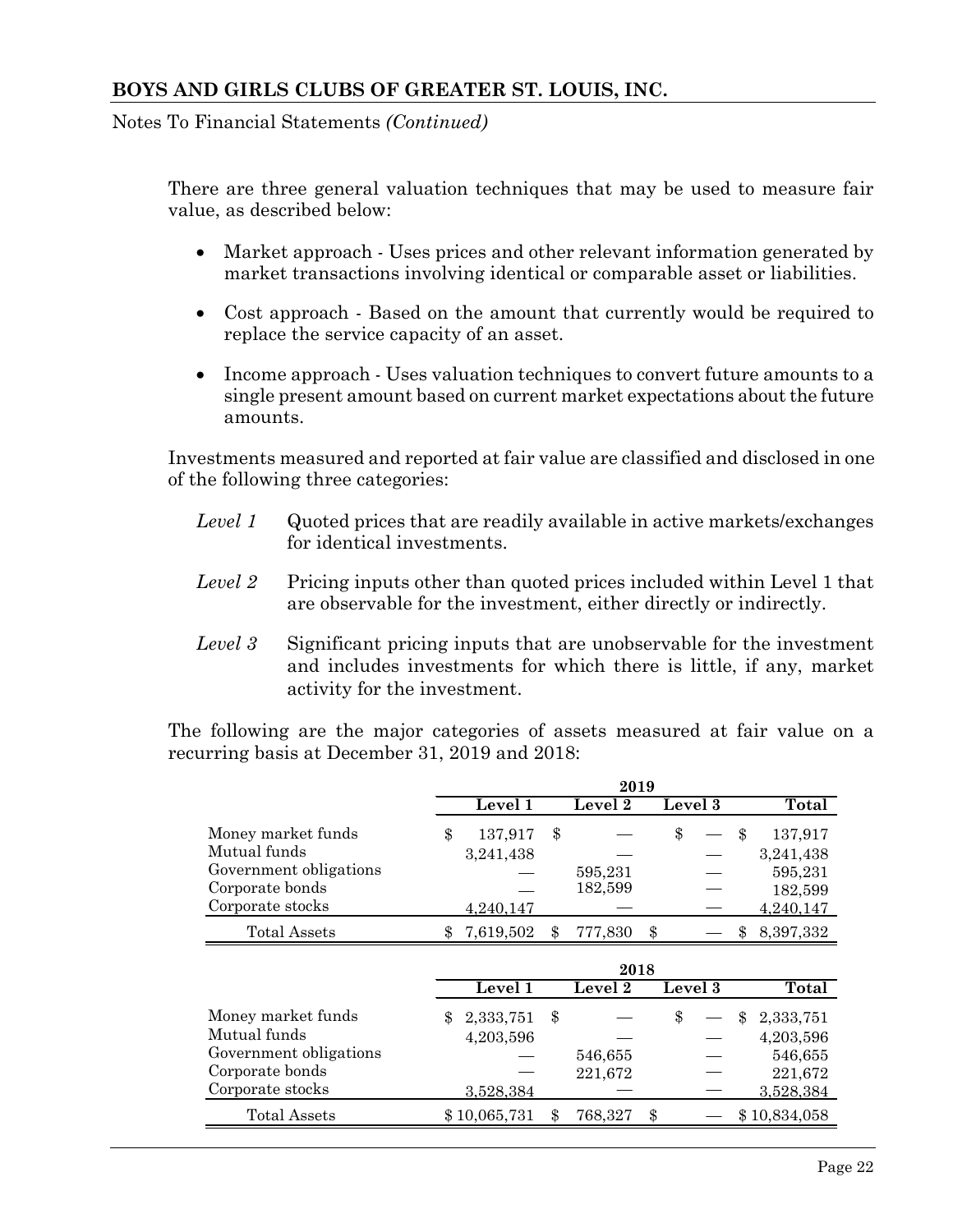There are three general valuation techniques that may be used to measure fair value, as described below:

- Market approach - Uses prices and other relevant information generated by market transactions involving identical or comparable asset or liabilities.
- Cost approach - Based on the amount that currently would be required to replace the service capacity of an asset.
- Income approach - Uses valuation techniques to convert future amounts to a single present amount based on current market expectations about the future amounts.

Investments measured and reported at fair value are classified and disclosed in one of the following three categories:

*Level 1* Quoted prices that are readily available in active markets/exchanges for identical investments.

*Level 2* Pricing inputs other than quoted prices included within Level 1 that are observable for the investment, either directly or indirectly.

*Level 3* Significant pricing inputs that are unobservable for the investment and includes investments for which there is little, if any, market activity for the investment.

The following are the major categories of assets measured at fair value on a recurring basis at December 31, 2019 and 2018:

| | 2019 | | | |
|---|---|---|---|---|
| | **Level 1** | **Level 2** | **Level 3** | **Total** |
| Money market funds | $ 137,917 | $ — | $ — | $ 137,917 |
| Mutual funds | 3,241,438 | — | — | 3,241,438 |
| Government obligations | — | 595,231 | — | 595,231 |
| Corporate bonds | — | 182,599 | — | 182,599 |
| Corporate stocks | 4,240,147 | — | — | 4,240,147 |
| Total Assets | $ 7,619,502 | $ 777,830 | $ — | $ 8,397,332 |

| | 2018 | | | |
|---|---|---|---|---|
| | **Level 1** | **Level 2** | **Level 3** | **Total** |
| Money market funds | $ 2,333,751 | $ — | $ — | $ 2,333,751 |
| Mutual funds | 4,203,596 | — | — | 4,203,596 |
| Government obligations | — | 546,655 | — | 546,655 |
| Corporate bonds | — | 221,672 | — | 221,672 |
| Corporate stocks | 3,528,384 | — | — | 3,528,384 |
| Total Assets | $ 10,065,731 | $ 768,327 | $ — | $ 10,834,058 |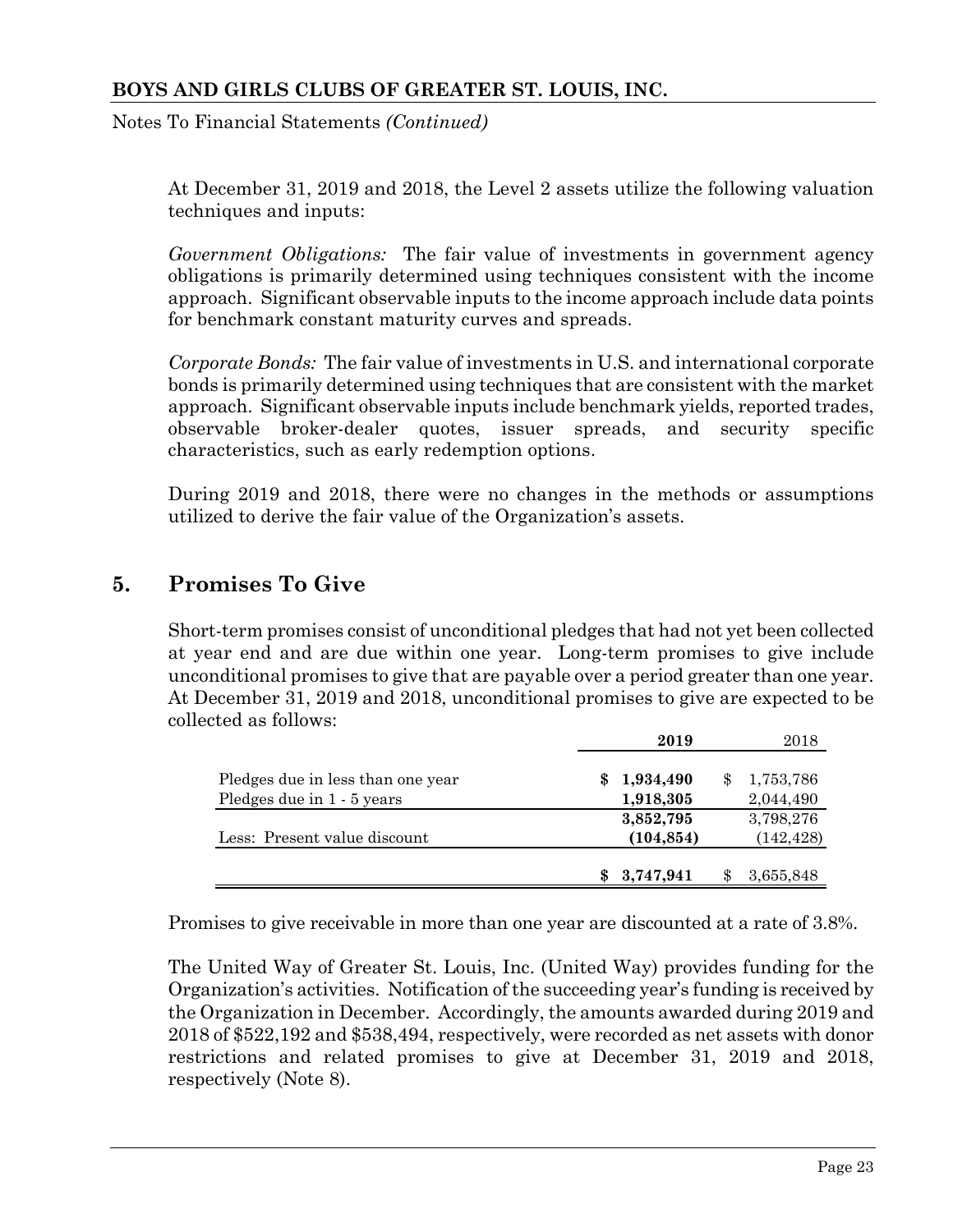At December 31, 2019 and 2018, the Level 2 assets utilize the following valuation techniques and inputs:

*Government Obligations:* The fair value of investments in government agency obligations is primarily determined using techniques consistent with the income approach. Significant observable inputs to the income approach include data points for benchmark constant maturity curves and spreads.

*Corporate Bonds:* The fair value of investments in U.S. and international corporate bonds is primarily determined using techniques that are consistent with the market approach. Significant observable inputs include benchmark yields, reported trades, observable broker-dealer quotes, issuer spreads, and security specific characteristics, such as early redemption options.

During 2019 and 2018, there were no changes in the methods or assumptions utilized to derive the fair value of the Organization's assets.

## 5. Promises To Give

Short-term promises consist of unconditional pledges that had not yet been collected at year end and are due within one year. Long-term promises to give include unconditional promises to give that are payable over a period greater than one year. At December 31, 2019 and 2018, unconditional promises to give are expected to be collected as follows:

| | **2019** | 2018 |
|---|---|---|
| Pledges due in less than one year | **$ 1,934,490** | $ 1,753,786 |
| Pledges due in 1 - 5 years | **1,918,305** | 2,044,490 |
| | **3,852,795** | 3,798,276 |
| Less: Present value discount | **(104,854)** | (142,428) |
| | **$ 3,747,941** | $ 3,655,848 |

Promises to give receivable in more than one year are discounted at a rate of 3.8%.

The United Way of Greater St. Louis, Inc. (United Way) provides funding for the Organization's activities. Notification of the succeeding year's funding is received by the Organization in December. Accordingly, the amounts awarded during 2019 and 2018 of $522,192 and $538,494, respectively, were recorded as net assets with donor restrictions and related promises to give at December 31, 2019 and 2018, respectively (Note 8).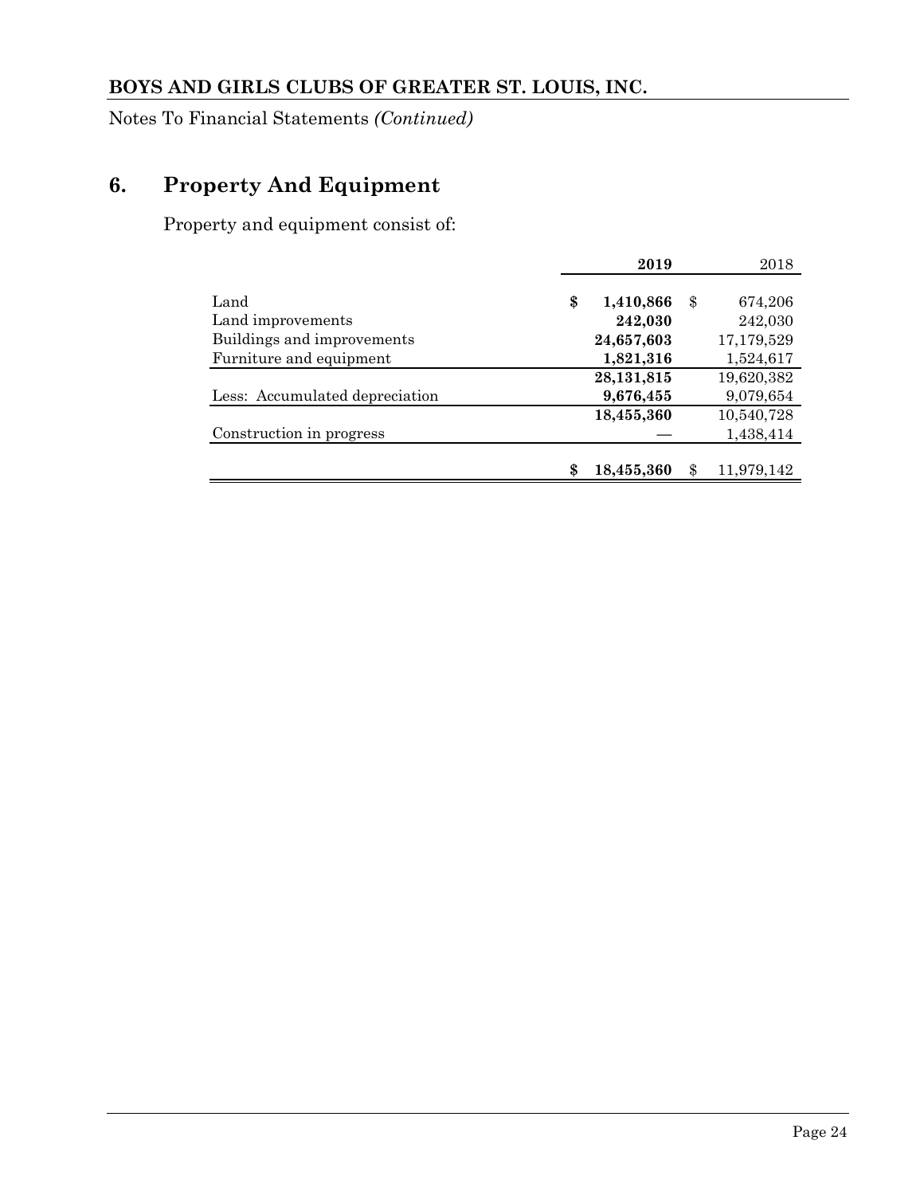## 6. Property And Equipment

Property and equipment consist of:

| | **2019** | 2018 |
|---|---|---|
| Land | **$ 1,410,866** | $ 674,206 |
| Land improvements | **242,030** | 242,030 |
| Buildings and improvements | **24,657,603** | 17,179,529 |
| Furniture and equipment | **1,821,316** | 1,524,617 |
| | **28,131,815** | 19,620,382 |
| Less: Accumulated depreciation | **9,676,455** | 9,079,654 |
| | **18,455,360** | 10,540,728 |
| Construction in progress | **—** | 1,438,414 |
| | **$ 18,455,360** | $ 11,979,142 |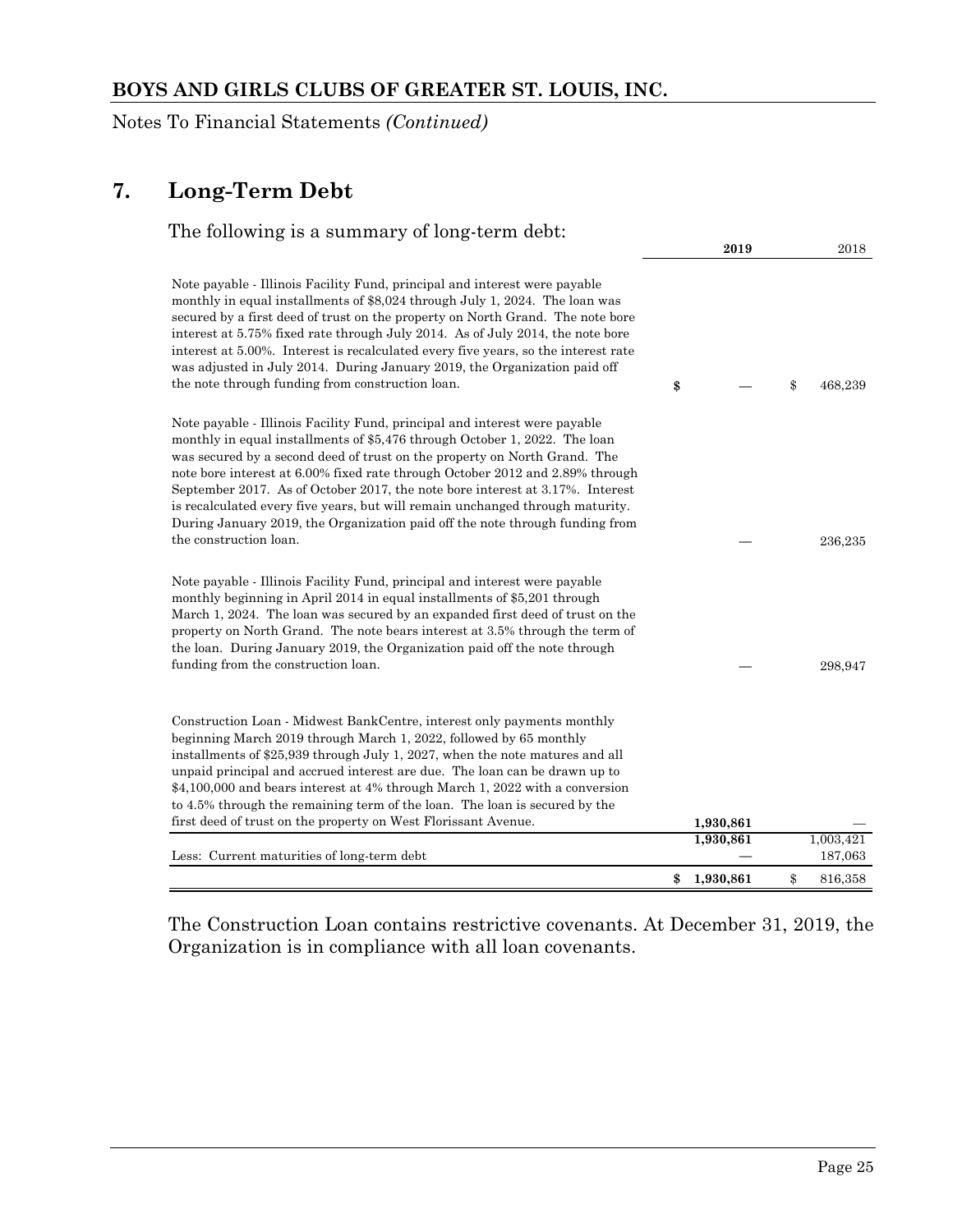## 7. Long-Term Debt

The following is a summary of long-term debt:

| | **2019** | 2018 |
|---|---|---|
| Note payable - Illinois Facility Fund, principal and interest were payable monthly in equal installments of $8,024 through July 1, 2024. The loan was secured by a first deed of trust on the property on North Grand. The note bore interest at 5.75% fixed rate through July 2014. As of July 2014, the note bore interest at 5.00%. Interest is recalculated every five years, so the interest rate was adjusted in July 2014. During January 2019, the Organization paid off the note through funding from construction loan. | **$ —** | $ 468,239 |
| Note payable - Illinois Facility Fund, principal and interest were payable monthly in equal installments of $5,476 through October 1, 2022. The loan was secured by a second deed of trust on the property on North Grand. The note bore interest at 6.00% fixed rate through October 2012 and 2.89% through September 2017. As of October 2017, the note bore interest at 3.17%. Interest is recalculated every five years, but will remain unchanged through maturity. During January 2019, the Organization paid off the note through funding from the construction loan. | — | 236,235 |
| Note payable - Illinois Facility Fund, principal and interest were payable monthly beginning in April 2014 in equal installments of $5,201 through March 1, 2024. The loan was secured by an expanded first deed of trust on the property on North Grand. The note bears interest at 3.5% through the term of the loan. During January 2019, the Organization paid off the note through funding from the construction loan. | — | 298,947 |
| Construction Loan - Midwest BankCentre, interest only payments monthly beginning March 2019 through March 1, 2022, followed by 65 monthly installments of $25,939 through July 1, 2027, when the note matures and all unpaid principal and accrued interest are due. The loan can be drawn up to $4,100,000 and bears interest at 4% through March 1, 2022 with a conversion to 4.5% through the remaining term of the loan. The loan is secured by the first deed of trust on the property on West Florissant Avenue. | **1,930,861** | — |
| | **1,930,861** | 1,003,421 |
| Less: Current maturities of long-term debt | — | 187,063 |
| | **$ 1,930,861** | $ 816,358 |

The Construction Loan contains restrictive covenants. At December 31, 2019, the Organization is in compliance with all loan covenants.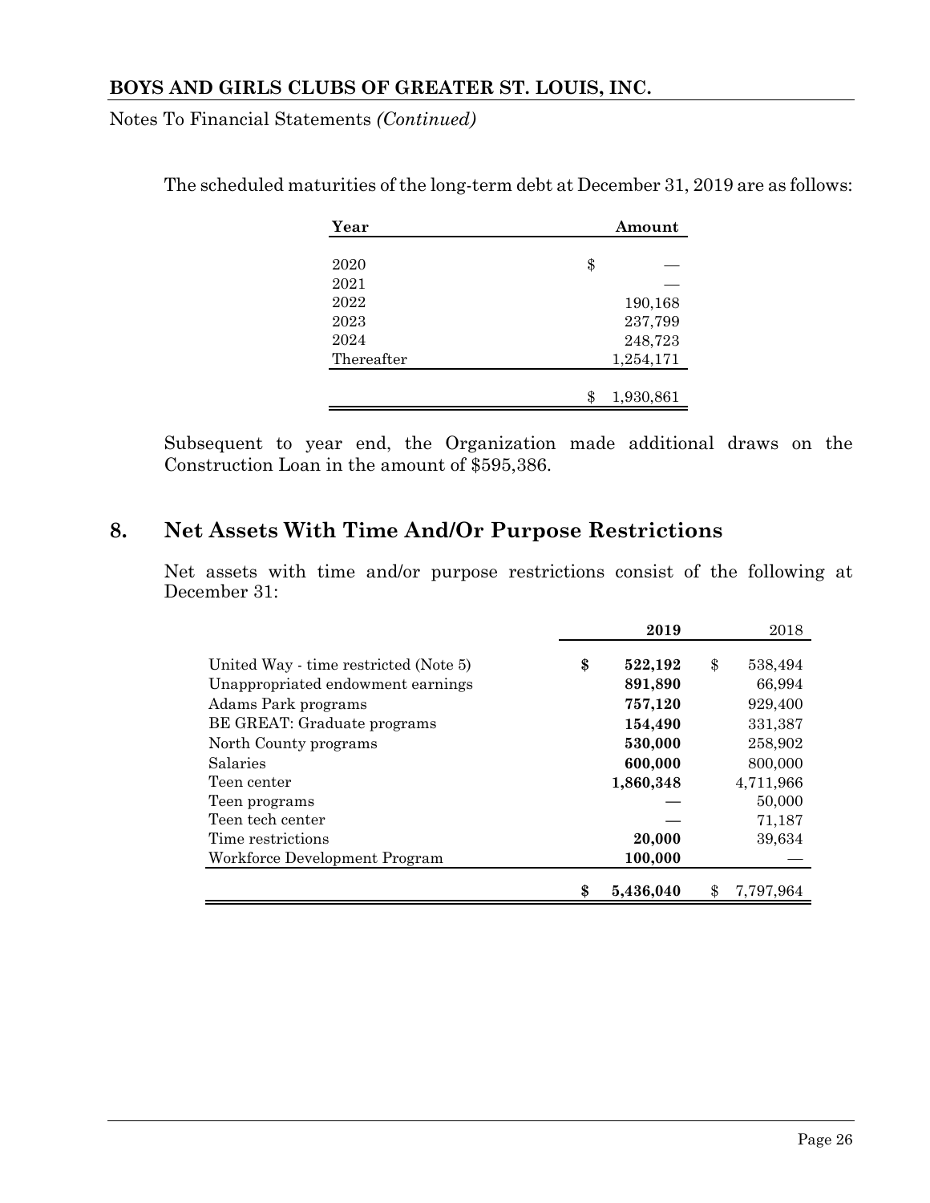The scheduled maturities of the long-term debt at December 31, 2019 are as follows:

| Year | Amount |
|---|---|
| 2020 | $ — |
| 2021 | — |
| 2022 | 190,168 |
| 2023 | 237,799 |
| 2024 | 248,723 |
| Thereafter | 1,254,171 |
| | $ 1,930,861 |

Subsequent to year end, the Organization made additional draws on the Construction Loan in the amount of $595,386.

## 8. Net Assets With Time And/Or Purpose Restrictions

Net assets with time and/or purpose restrictions consist of the following at December 31:

| | **2019** | 2018 |
|---|---|---|
| United Way - time restricted (Note 5) | **$ 522,192** | $ 538,494 |
| Unappropriated endowment earnings | **891,890** | 66,994 |
| Adams Park programs | **757,120** | 929,400 |
| BE GREAT: Graduate programs | **154,490** | 331,387 |
| North County programs | **530,000** | 258,902 |
| Salaries | **600,000** | 800,000 |
| Teen center | **1,860,348** | 4,711,966 |
| Teen programs | **—** | 50,000 |
| Teen tech center | **—** | 71,187 |
| Time restrictions | **20,000** | 39,634 |
| Workforce Development Program | **100,000** | — |
| | **$ 5,436,040** | $ 7,797,964 |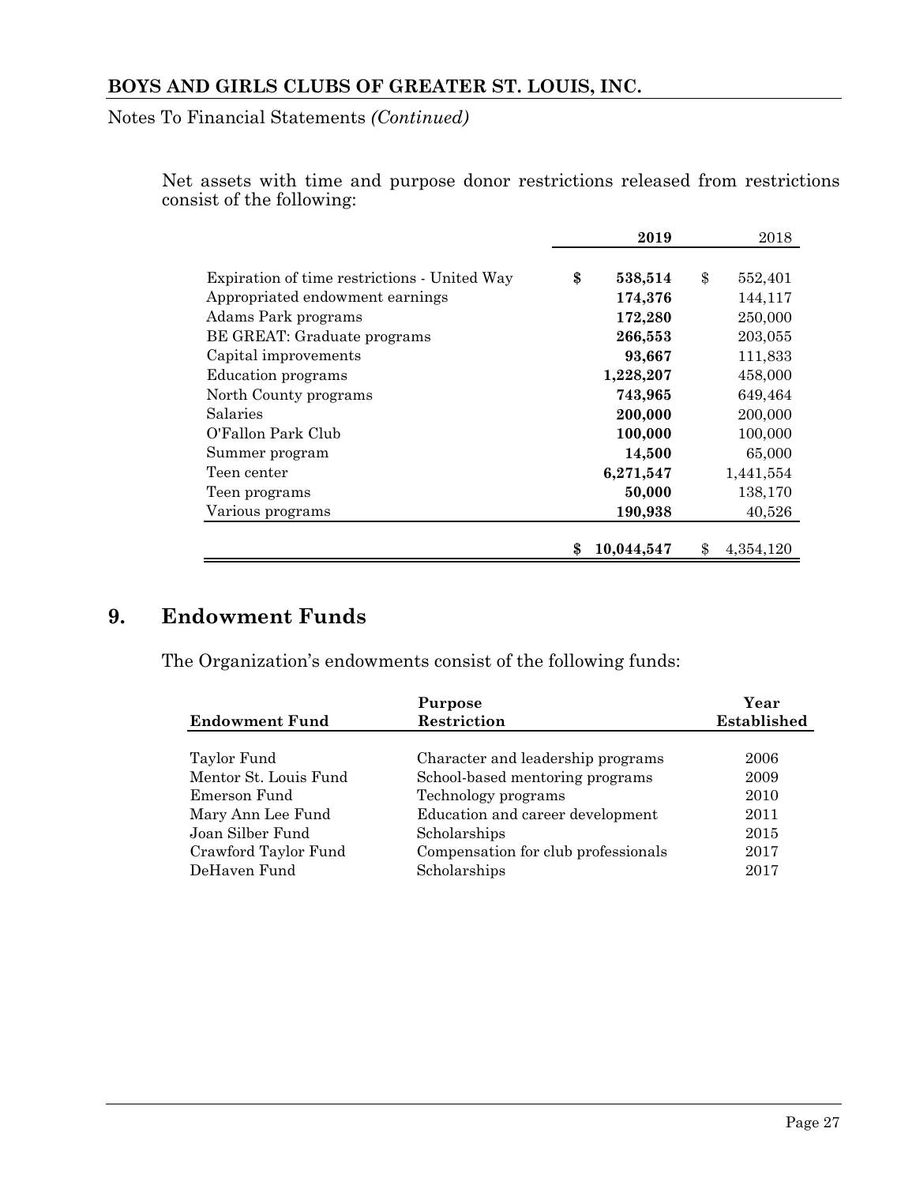Net assets with time and purpose donor restrictions released from restrictions consist of the following:

| | **2019** | 2018 |
|---|---|---|
| Expiration of time restrictions - United Way | **$ 538,514** | $ 552,401 |
| Appropriated endowment earnings | **174,376** | 144,117 |
| Adams Park programs | **172,280** | 250,000 |
| BE GREAT: Graduate programs | **266,553** | 203,055 |
| Capital improvements | **93,667** | 111,833 |
| Education programs | **1,228,207** | 458,000 |
| North County programs | **743,965** | 649,464 |
| Salaries | **200,000** | 200,000 |
| O'Fallon Park Club | **100,000** | 100,000 |
| Summer program | **14,500** | 65,000 |
| Teen center | **6,271,547** | 1,441,554 |
| Teen programs | **50,000** | 138,170 |
| Various programs | **190,938** | 40,526 |
| | **$ 10,044,547** | $ 4,354,120 |

## 9. Endowment Funds

The Organization's endowments consist of the following funds:

| **Endowment Fund** | **Purpose Restriction** | **Year Established** |
|---|---|---|
| Taylor Fund | Character and leadership programs | 2006 |
| Mentor St. Louis Fund | School-based mentoring programs | 2009 |
| Emerson Fund | Technology programs | 2010 |
| Mary Ann Lee Fund | Education and career development | 2011 |
| Joan Silber Fund | Scholarships | 2015 |
| Crawford Taylor Fund | Compensation for club professionals | 2017 |
| DeHaven Fund | Scholarships | 2017 |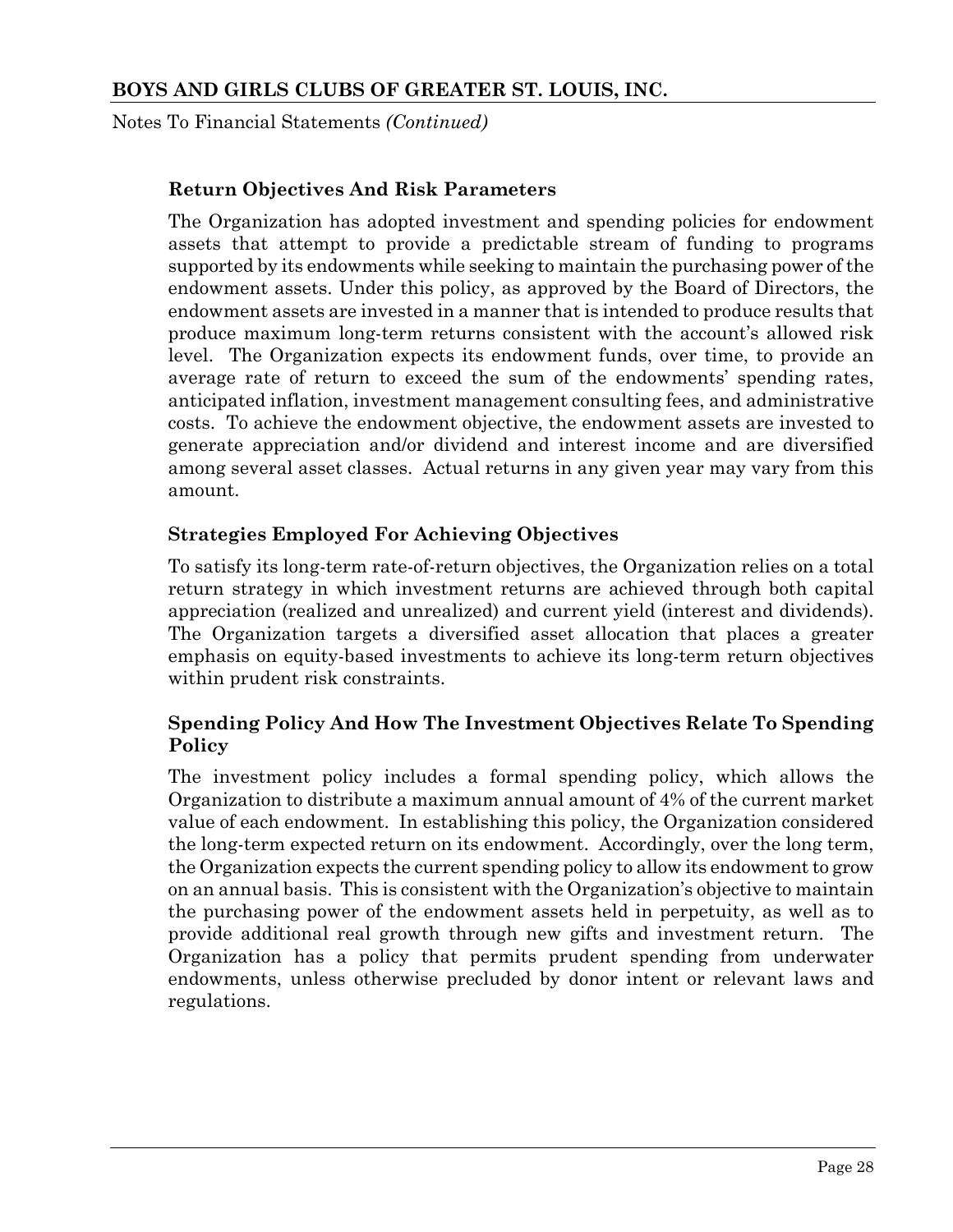### Return Objectives And Risk Parameters

The Organization has adopted investment and spending policies for endowment assets that attempt to provide a predictable stream of funding to programs supported by its endowments while seeking to maintain the purchasing power of the endowment assets. Under this policy, as approved by the Board of Directors, the endowment assets are invested in a manner that is intended to produce results that produce maximum long-term returns consistent with the account's allowed risk level. The Organization expects its endowment funds, over time, to provide an average rate of return to exceed the sum of the endowments' spending rates, anticipated inflation, investment management consulting fees, and administrative costs. To achieve the endowment objective, the endowment assets are invested to generate appreciation and/or dividend and interest income and are diversified among several asset classes. Actual returns in any given year may vary from this amount.

### Strategies Employed For Achieving Objectives

To satisfy its long-term rate-of-return objectives, the Organization relies on a total return strategy in which investment returns are achieved through both capital appreciation (realized and unrealized) and current yield (interest and dividends). The Organization targets a diversified asset allocation that places a greater emphasis on equity-based investments to achieve its long-term return objectives within prudent risk constraints.

### Spending Policy And How The Investment Objectives Relate To Spending Policy

The investment policy includes a formal spending policy, which allows the Organization to distribute a maximum annual amount of 4% of the current market value of each endowment. In establishing this policy, the Organization considered the long-term expected return on its endowment. Accordingly, over the long term, the Organization expects the current spending policy to allow its endowment to grow on an annual basis. This is consistent with the Organization's objective to maintain the purchasing power of the endowment assets held in perpetuity, as well as to provide additional real growth through new gifts and investment return. The Organization has a policy that permits prudent spending from underwater endowments, unless otherwise precluded by donor intent or relevant laws and regulations.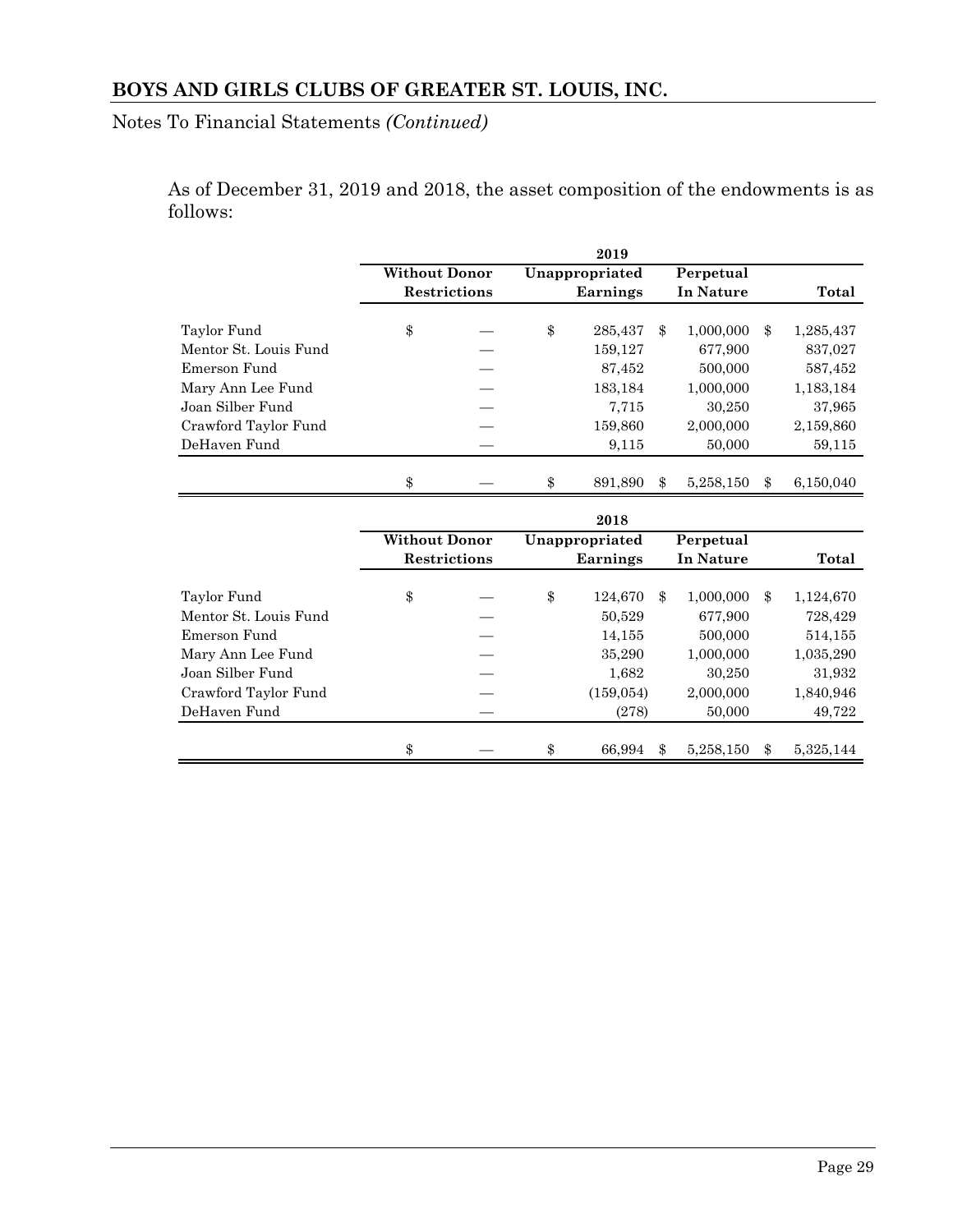As of December 31, 2019 and 2018, the asset composition of the endowments is as follows:

| | 2019 | | | |
|---|---|---|---|---|
| | Without Donor Restrictions | Unappropriated Earnings | Perpetual In Nature | Total |
| Taylor Fund | $ — | $ 285,437 | $ 1,000,000 | $ 1,285,437 |
| Mentor St. Louis Fund | — | 159,127 | 677,900 | 837,027 |
| Emerson Fund | — | 87,452 | 500,000 | 587,452 |
| Mary Ann Lee Fund | — | 183,184 | 1,000,000 | 1,183,184 |
| Joan Silber Fund | — | 7,715 | 30,250 | 37,965 |
| Crawford Taylor Fund | — | 159,860 | 2,000,000 | 2,159,860 |
| DeHaven Fund | — | 9,115 | 50,000 | 59,115 |
| | $ — | $ 891,890 | $ 5,258,150 | $ 6,150,040 |

| | 2018 | | | |
|---|---|---|---|---|
| | Without Donor Restrictions | Unappropriated Earnings | Perpetual In Nature | Total |
| Taylor Fund | $ — | $ 124,670 | $ 1,000,000 | $ 1,124,670 |
| Mentor St. Louis Fund | — | 50,529 | 677,900 | 728,429 |
| Emerson Fund | — | 14,155 | 500,000 | 514,155 |
| Mary Ann Lee Fund | — | 35,290 | 1,000,000 | 1,035,290 |
| Joan Silber Fund | — | 1,682 | 30,250 | 31,932 |
| Crawford Taylor Fund | — | (159,054) | 2,000,000 | 1,840,946 |
| DeHaven Fund | — | (278) | 50,000 | 49,722 |
| | $ — | $ 66,994 | $ 5,258,150 | $ 5,325,144 |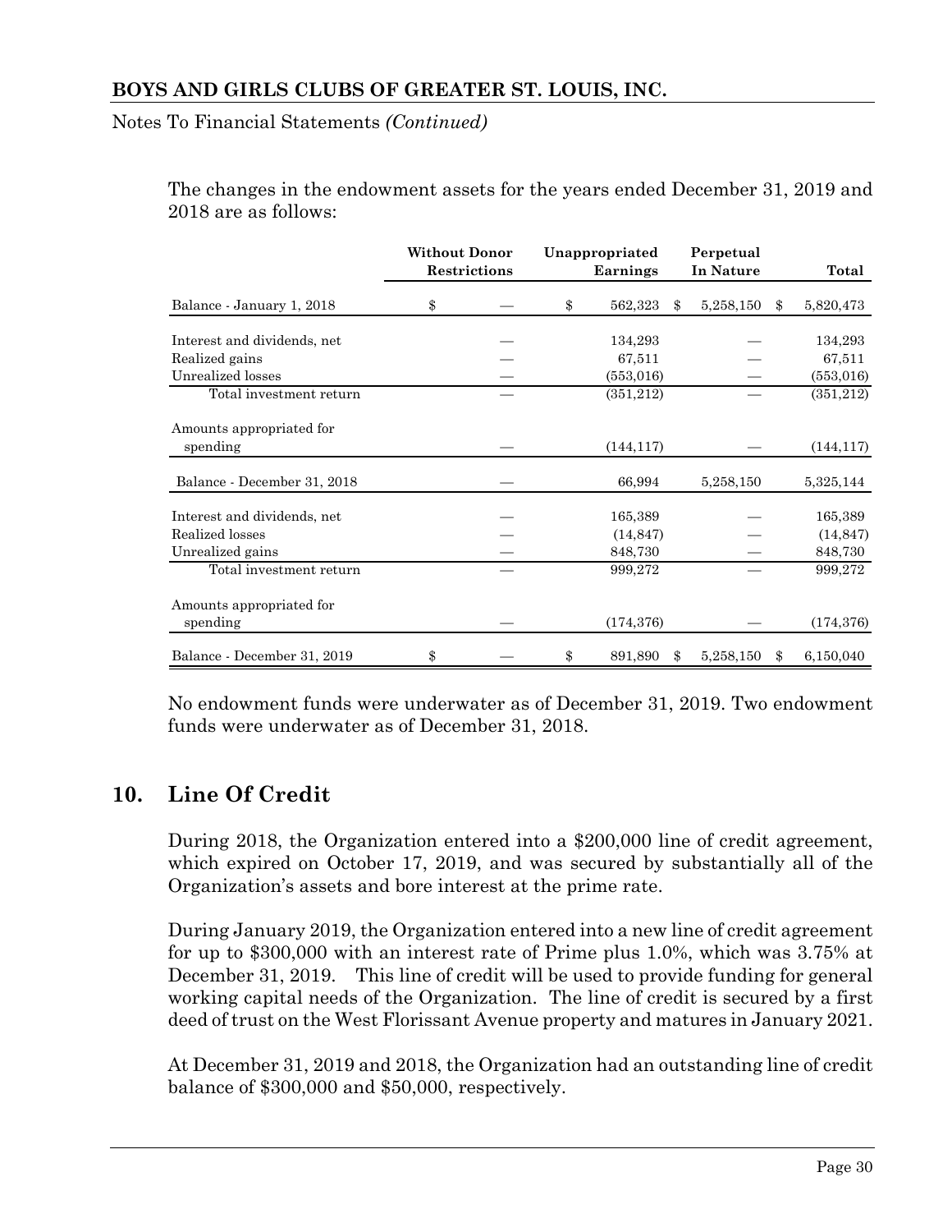The changes in the endowment assets for the years ended December 31, 2019 and 2018 are as follows:

| | Without Donor Restrictions | Unappropriated Earnings | Perpetual In Nature | Total |
|---|---|---|---|---|
| Balance - January 1, 2018 | $ — | $ 562,323 | $ 5,258,150 | $ 5,820,473 |
| Interest and dividends, net | — | 134,293 | — | 134,293 |
| Realized gains | — | 67,511 | — | 67,511 |
| Unrealized losses | — | (553,016) | — | (553,016) |
| Total investment return | — | (351,212) | — | (351,212) |
| Amounts appropriated for spending | — | (144,117) | — | (144,117) |
| Balance - December 31, 2018 | — | 66,994 | 5,258,150 | 5,325,144 |
| Interest and dividends, net | — | 165,389 | — | 165,389 |
| Realized losses | — | (14,847) | — | (14,847) |
| Unrealized gains | — | 848,730 | — | 848,730 |
| Total investment return | — | 999,272 | — | 999,272 |
| Amounts appropriated for spending | — | (174,376) | — | (174,376) |
| Balance - December 31, 2019 | $ — | $ 891,890 | $ 5,258,150 | $ 6,150,040 |

No endowment funds were underwater as of December 31, 2019. Two endowment funds were underwater as of December 31, 2018.

## 10. Line Of Credit

During 2018, the Organization entered into a $200,000 line of credit agreement, which expired on October 17, 2019, and was secured by substantially all of the Organization's assets and bore interest at the prime rate.

During January 2019, the Organization entered into a new line of credit agreement for up to $300,000 with an interest rate of Prime plus 1.0%, which was 3.75% at December 31, 2019. This line of credit will be used to provide funding for general working capital needs of the Organization. The line of credit is secured by a first deed of trust on the West Florissant Avenue property and matures in January 2021.

At December 31, 2019 and 2018, the Organization had an outstanding line of credit balance of $300,000 and $50,000, respectively.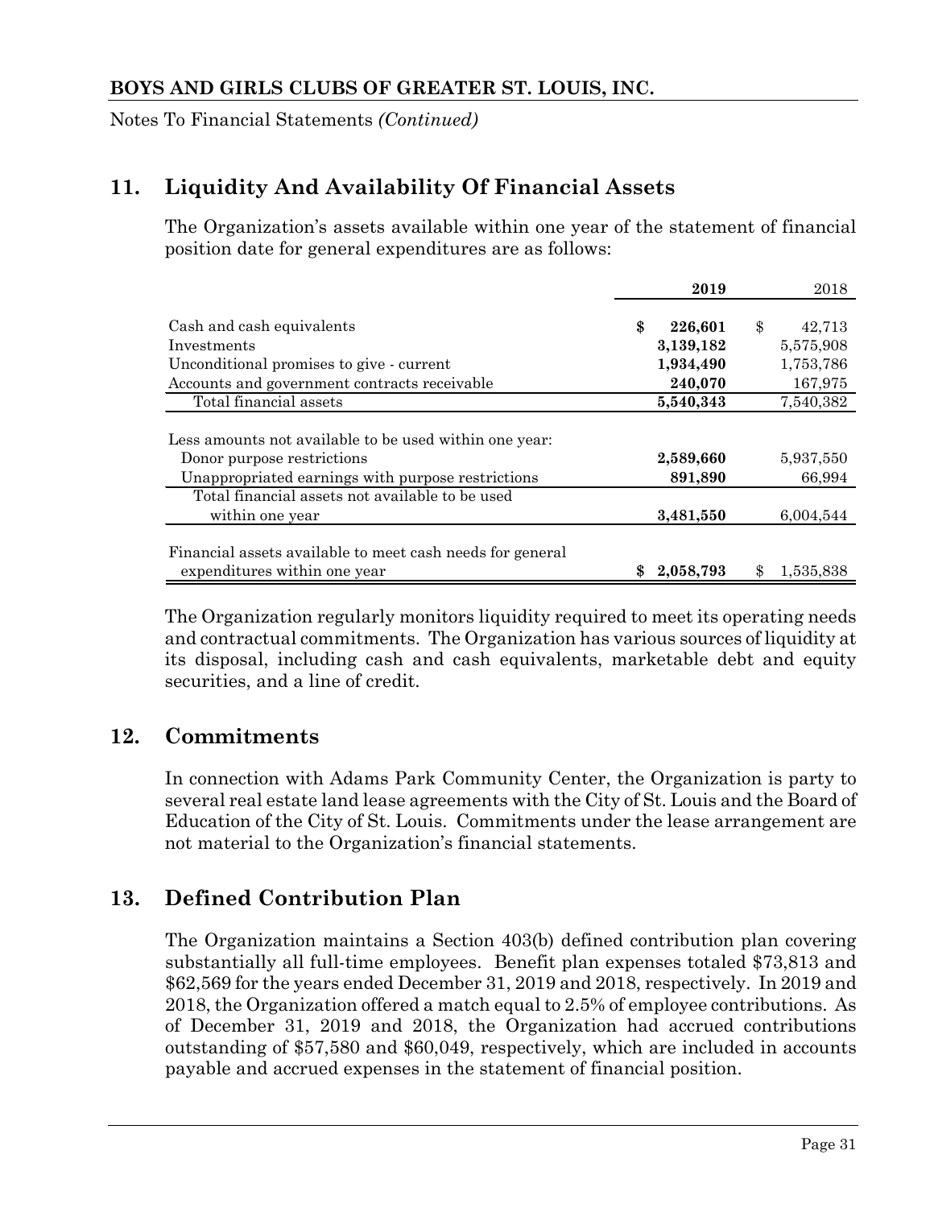## 11. Liquidity And Availability Of Financial Assets

The Organization's assets available within one year of the statement of financial position date for general expenditures are as follows:

| | 2019 | 2018 |
|---|---|---|
| Cash and cash equivalents | $ 226,601 | $ 42,713 |
| Investments | 3,139,182 | 5,575,908 |
| Unconditional promises to give - current | 1,934,490 | 1,753,786 |
| Accounts and government contracts receivable | 240,070 | 167,975 |
| Total financial assets | 5,540,343 | 7,540,382 |
| Less amounts not available to be used within one year: | | |
| Donor purpose restrictions | 2,589,660 | 5,937,550 |
| Unappropriated earnings with purpose restrictions | 891,890 | 66,994 |
| Total financial assets not available to be used within one year | 3,481,550 | 6,004,544 |
| Financial assets available to meet cash needs for general expenditures within one year | $ 2,058,793 | $ 1,535,838 |

The Organization regularly monitors liquidity required to meet its operating needs and contractual commitments. The Organization has various sources of liquidity at its disposal, including cash and cash equivalents, marketable debt and equity securities, and a line of credit.

## 12. Commitments

In connection with Adams Park Community Center, the Organization is party to several real estate land lease agreements with the City of St. Louis and the Board of Education of the City of St. Louis. Commitments under the lease arrangement are not material to the Organization's financial statements.

## 13. Defined Contribution Plan

The Organization maintains a Section 403(b) defined contribution plan covering substantially all full-time employees. Benefit plan expenses totaled $73,813 and $62,569 for the years ended December 31, 2019 and 2018, respectively. In 2019 and 2018, the Organization offered a match equal to 2.5% of employee contributions. As of December 31, 2019 and 2018, the Organization had accrued contributions outstanding of $57,580 and $60,049, respectively, which are included in accounts payable and accrued expenses in the statement of financial position.